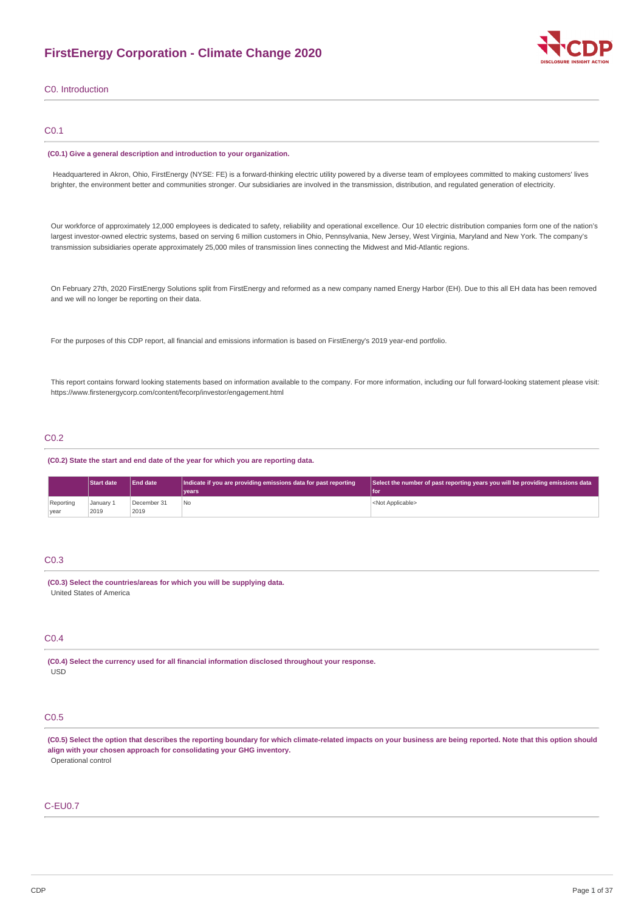# FirstEnergy Corporation - Climate Change 2020

## C0. Introduction

### C0.1

**(C0.1) Give a general description and introduction to your organization.**

Headquartered in Akron, Ohio, FirstEnergy (NYSE: FE) is a forward-thinking electric utility powered by a diverse team of employees committed to making customers' lives brighter, the environment better and communities stronger. Our subsidiaries are involved in the transmission, distribution, and regulated generation of electricity.

Our workforce of approximately 12,000 employees is dedicated to safety, reliability and operational excellence. Our 10 electric distribution companies form one of the nation's largest investor-owned electric systems, based on serving 6 million customers in Ohio, Pennsylvania, New Jersey, West Virginia, Maryland and New York. The company's transmission subsidiaries operate approximately 25,000 miles of transmission lines connecting the Midwest and Mid-Atlantic regions.

On February 27th, 2020 FirstEnergy Solutions split from FirstEnergy and reformed as a new company named Energy Harbor (EH). Due to this all EH data has been removed and we will no longer be reporting on their data.

For the purposes of this CDP report, all financial and emissions information is based on FirstEnergy's 2019 year-end portfolio.

This report contains forward looking statements based on information available to the company. For more information, including our full forward-looking statement please visit: https://www.firstenergycorp.com/content/fecorp/investor/engagement.html

### C0.2

**(C0.2) State the start and end date of the year for which you are reporting data.**

| | Start date | End date | Indicate if you are providing emissions data for past reporting years | Select the number of past reporting years you will be providing emissions data for |
|---|---|---|---|---|
| Reporting year | January 1 2019 | December 31 2019 | No | <Not Applicable> |

### C0.3

**(C0.3) Select the countries/areas for which you will be supplying data.**

United States of America

### C0.4

**(C0.4) Select the currency used for all financial information disclosed throughout your response.**

USD

### C0.5

**(C0.5) Select the option that describes the reporting boundary for which climate-related impacts on your business are being reported. Note that this option should align with your chosen approach for consolidating your GHG inventory.**

Operational control

### C-EU0.7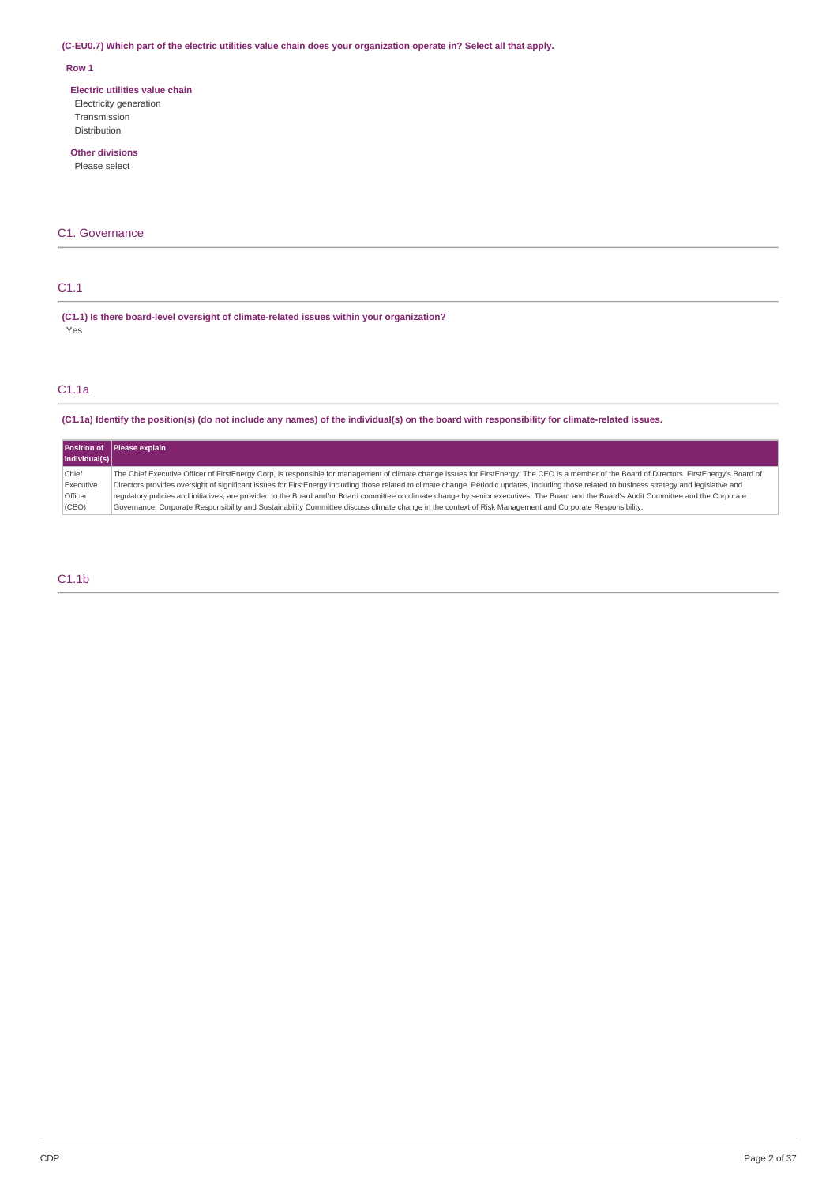**(C-EU0.7) Which part of the electric utilities value chain does your organization operate in? Select all that apply.**

**Row 1**

**Electric utilities value chain**

Electricity generation
Transmission
Distribution

**Other divisions**

Please select

## C1. Governance

### C1.1

**(C1.1) Is there board-level oversight of climate-related issues within your organization?**

Yes

### C1.1a

**(C1.1a) Identify the position(s) (do not include any names) of the individual(s) on the board with responsibility for climate-related issues.**

| Position of individual(s) | Please explain |
|---|---|
| Chief Executive Officer (CEO) | The Chief Executive Officer of FirstEnergy Corp, is responsible for management of climate change issues for FirstEnergy. The CEO is a member of the Board of Directors. FirstEnergy's Board of Directors provides oversight of significant issues for FirstEnergy including those related to climate change. Periodic updates, including those related to business strategy and legislative and regulatory policies and initiatives, are provided to the Board and/or Board committee on climate change by senior executives. The Board and the Board's Audit Committee and the Corporate Governance, Corporate Responsibility and Sustainability Committee discuss climate change in the context of Risk Management and Corporate Responsibility. |

### C1.1b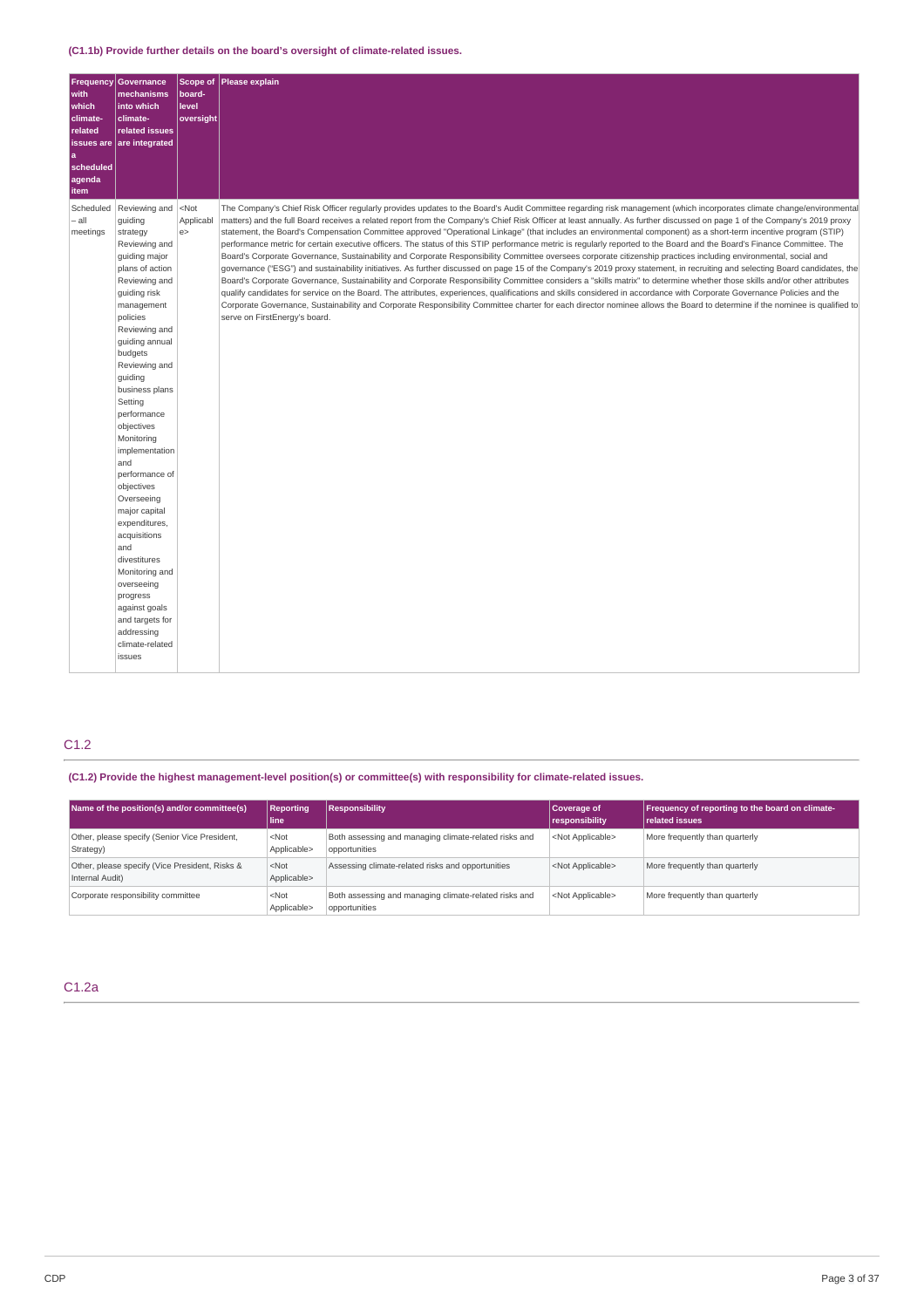(C1.1b) Provide further details on the board's oversight of climate-related issues.

| Frequency with which climate-related issues are a scheduled agenda item | Governance mechanisms into which climate-related issues are integrated | Scope of board-level oversight | Please explain |
|---|---|---|---|
| Scheduled – all meetings | Reviewing and guiding strategy Reviewing and guiding major plans of action Reviewing and guiding risk management policies Reviewing and guiding annual budgets Reviewing and guiding business plans Setting performance objectives Monitoring implementation and performance of objectives Overseeing major capital expenditures, acquisitions and divestitures Monitoring and overseeing progress against goals and targets for addressing climate-related issues | <Not Applicable> | The Company's Chief Risk Officer regularly provides updates to the Board's Audit Committee regarding risk management (which incorporates climate change/environmental matters) and the full Board receives a related report from the Company's Chief Risk Officer at least annually. As further discussed on page 1 of the Company's 2019 proxy statement, the Board's Compensation Committee approved "Operational Linkage" (that includes an environmental component) as a short-term incentive program (STIP) performance metric for certain executive officers. The status of this STIP performance metric is regularly reported to the Board and the Board's Finance Committee. The Board's Corporate Governance, Sustainability and Corporate Responsibility Committee oversees corporate citizenship practices including environmental, social and governance ("ESG") and sustainability initiatives. As further discussed on page 15 of the Company's 2019 proxy statement, in recruiting and selecting Board candidates, the Board's Corporate Governance, Sustainability and Corporate Responsibility Committee considers a "skills matrix" to determine whether those skills and/or other attributes qualify candidates for service on the Board. The attributes, experiences, qualifications and skills considered in accordance with Corporate Governance Policies and the Corporate Governance, Sustainability and Corporate Responsibility Committee charter for each director nominee allows the Board to determine if the nominee is qualified to serve on FirstEnergy's board. |

## C1.2

(C1.2) Provide the highest management-level position(s) or committee(s) with responsibility for climate-related issues.

| Name of the position(s) and/or committee(s) | Reporting line | Responsibility | Coverage of responsibility | Frequency of reporting to the board on climate-related issues |
|---|---|---|---|---|
| Other, please specify (Senior Vice President, Strategy) | <Not Applicable> | Both assessing and managing climate-related risks and opportunities | <Not Applicable> | More frequently than quarterly |
| Other, please specify (Vice President, Risks & Internal Audit) | <Not Applicable> | Assessing climate-related risks and opportunities | <Not Applicable> | More frequently than quarterly |
| Corporate responsibility committee | <Not Applicable> | Both assessing and managing climate-related risks and opportunities | <Not Applicable> | More frequently than quarterly |

## C1.2a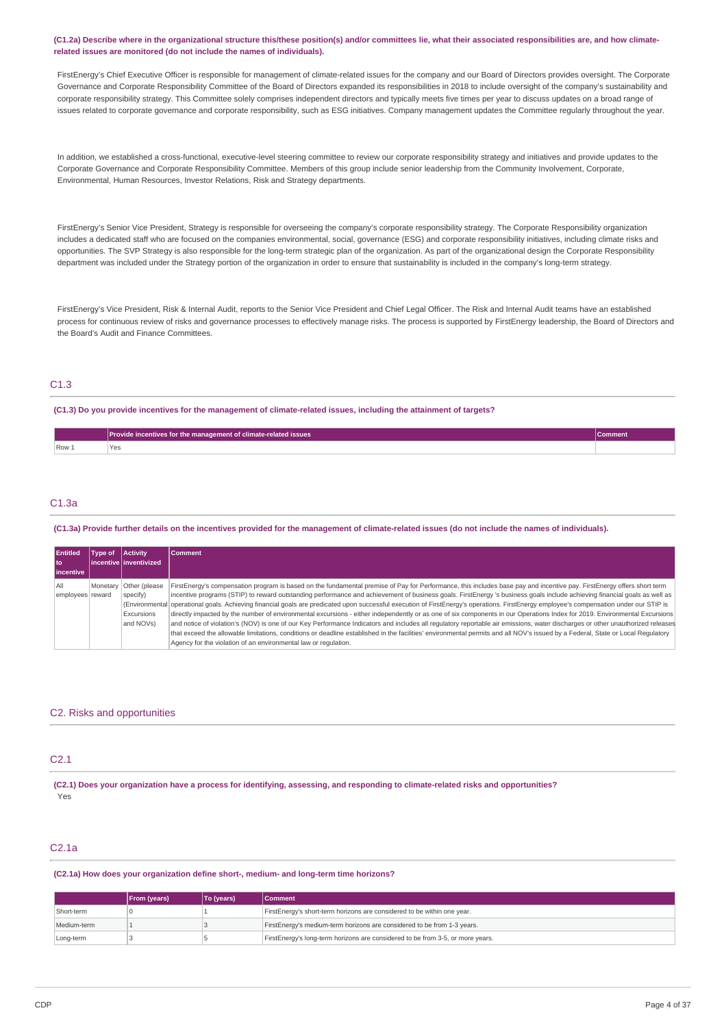**(C1.2a) Describe where in the organizational structure this/these position(s) and/or committees lie, what their associated responsibilities are, and how climate-related issues are monitored (do not include the names of individuals).**

FirstEnergy's Chief Executive Officer is responsible for management of climate-related issues for the company and our Board of Directors provides oversight. The Corporate Governance and Corporate Responsibility Committee of the Board of Directors expanded its responsibilities in 2018 to include oversight of the company's sustainability and corporate responsibility strategy. This Committee solely comprises independent directors and typically meets five times per year to discuss updates on a broad range of issues related to corporate governance and corporate responsibility, such as ESG initiatives. Company management updates the Committee regularly throughout the year.

In addition, we established a cross-functional, executive-level steering committee to review our corporate responsibility strategy and initiatives and provide updates to the Corporate Governance and Corporate Responsibility Committee. Members of this group include senior leadership from the Community Involvement, Corporate, Environmental, Human Resources, Investor Relations, Risk and Strategy departments.

FirstEnergy's Senior Vice President, Strategy is responsible for overseeing the company's corporate responsibility strategy. The Corporate Responsibility organization includes a dedicated staff who are focused on the companies environmental, social, governance (ESG) and corporate responsibility initiatives, including climate risks and opportunities. The SVP Strategy is also responsible for the long-term strategic plan of the organization. As part of the organizational design the Corporate Responsibility department was included under the Strategy portion of the organization in order to ensure that sustainability is included in the company's long-term strategy.

FirstEnergy's Vice President, Risk & Internal Audit, reports to the Senior Vice President and Chief Legal Officer. The Risk and Internal Audit teams have an established process for continuous review of risks and governance processes to effectively manage risks. The process is supported by FirstEnergy leadership, the Board of Directors and the Board's Audit and Finance Committees.

## C1.3

**(C1.3) Do you provide incentives for the management of climate-related issues, including the attainment of targets?**

| | Provide incentives for the management of climate-related issues | Comment |
|---|---|---|
| Row 1 | Yes | |

## C1.3a

**(C1.3a) Provide further details on the incentives provided for the management of climate-related issues (do not include the names of individuals).**

| Entitled to incentive | Type of incentive | Activity inventivized | Comment |
|---|---|---|---|
| All employees | Monetary reward | Other (please specify) (Environmental Excursions and NOVs) | FirstEnergy's compensation program is based on the fundamental premise of Pay for Performance, this includes base pay and incentive pay. FirstEnergy offers short term incentive programs (STIP) to reward outstanding performance and achievement of business goals. FirstEnergy 's business goals include achieving financial goals as well as operational goals. Achieving financial goals are predicated upon successful execution of FirstEnergy's operations. FirstEnergy employee's compensation under our STIP is directly impacted by the number of environmental excursions - either independently or as one of six components in our Operations Index for 2019. Environmental Excursions and notice of violation's (NOV) is one of our Key Performance Indicators and includes all regulatory reportable air emissions, water discharges or other unauthorized releases that exceed the allowable limitations, conditions or deadline established in the facilities' environmental permits and all NOV's issued by a Federal, State or Local Regulatory Agency for the violation of an environmental law or regulation. |

# C2. Risks and opportunities

## C2.1

**(C2.1) Does your organization have a process for identifying, assessing, and responding to climate-related risks and opportunities?**

Yes

## C2.1a

**(C2.1a) How does your organization define short-, medium- and long-term time horizons?**

| | From (years) | To (years) | Comment |
|---|---|---|---|
| Short-term | 0 | 1 | FirstEnergy's short-term horizons are considered to be within one year. |
| Medium-term | 1 | 3 | FirstEnergy's medium-term horizons are considered to be from 1-3 years. |
| Long-term | 3 | 5 | FirstEnergy's long-term horizons are considered to be from 3-5, or more years. |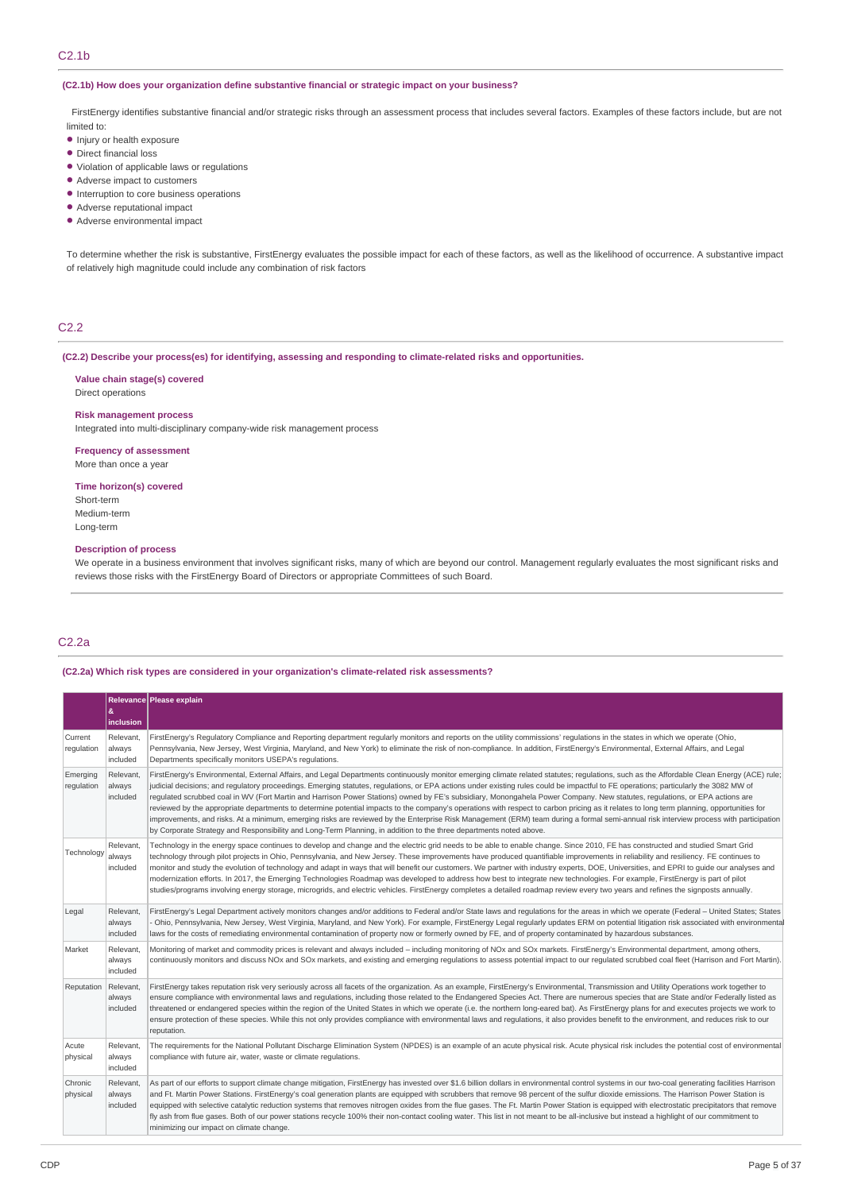## C2.1b

**(C2.1b) How does your organization define substantive financial or strategic impact on your business?**

FirstEnergy identifies substantive financial and/or strategic risks through an assessment process that includes several factors. Examples of these factors include, but are not limited to:

- Injury or health exposure
- Direct financial loss
- Violation of applicable laws or regulations
- Adverse impact to customers
- Interruption to core business operations
- Adverse reputational impact
- Adverse environmental impact

To determine whether the risk is substantive, FirstEnergy evaluates the possible impact for each of these factors, as well as the likelihood of occurrence. A substantive impact of relatively high magnitude could include any combination of risk factors

## C2.2

**(C2.2) Describe your process(es) for identifying, assessing and responding to climate-related risks and opportunities.**

**Value chain stage(s) covered**
Direct operations

**Risk management process**
Integrated into multi-disciplinary company-wide risk management process

**Frequency of assessment**
More than once a year

**Time horizon(s) covered**
Short-term
Medium-term
Long-term

**Description of process**
We operate in a business environment that involves significant risks, many of which are beyond our control. Management regularly evaluates the most significant risks and reviews those risks with the FirstEnergy Board of Directors or appropriate Committees of such Board.

## C2.2a

**(C2.2a) Which risk types are considered in your organization's climate-related risk assessments?**

| | Relevance & inclusion | Please explain |
|---|---|---|
| Current regulation | Relevant, always included | FirstEnergy's Regulatory Compliance and Reporting department regularly monitors and reports on the utility commissions' regulations in the states in which we operate (Ohio, Pennsylvania, New Jersey, West Virginia, Maryland, and New York) to eliminate the risk of non-compliance. In addition, FirstEnergy's Environmental, External Affairs, and Legal Departments specifically monitors USEPA's regulations. |
| Emerging regulation | Relevant, always included | FirstEnergy's Environmental, External Affairs, and Legal Departments continuously monitor emerging climate related statutes; regulations, such as the Affordable Clean Energy (ACE) rule; judicial decisions; and regulatory proceedings. Emerging statutes, regulations, or EPA actions under existing rules could be impactful to FE operations; particularly the 3082 MW of regulated scrubbed coal in WV (Fort Martin and Harrison Power Stations) owned by FE's subsidiary, Monongahela Power Company. New statutes, regulations, or EPA actions are reviewed by the appropriate departments to determine potential impacts to the company's operations with respect to carbon pricing as it relates to long term planning, opportunities for improvements, and risks. At a minimum, emerging risks are reviewed by the Enterprise Risk Management (ERM) team during a formal semi-annual risk interview process with participation by Corporate Strategy and Responsibility and Long-Term Planning, in addition to the three departments noted above. |
| Technology | Relevant, always included | Technology in the energy space continues to develop and change and the electric grid needs to be able to enable change. Since 2010, FE has constructed and studied Smart Grid technology through pilot projects in Ohio, Pennsylvania, and New Jersey. These improvements have produced quantifiable improvements in reliability and resiliency. FE continues to monitor and study the evolution of technology and adapt in ways that will benefit our customers. We partner with industry experts, DOE, Universities, and EPRI to guide our analyses and modernization efforts. In 2017, the Emerging Technologies Roadmap was developed to address how best to integrate new technologies. For example, FirstEnergy is part of pilot studies/programs involving energy storage, microgrids, and electric vehicles. FirstEnergy completes a detailed roadmap review every two years and refines the signposts annually. |
| Legal | Relevant, always included | FirstEnergy's Legal Department actively monitors changes and/or additions to Federal and/or State laws and regulations for the areas in which we operate (Federal – United States; States - Ohio, Pennsylvania, New Jersey, West Virginia, Maryland, and New York). For example, FirstEnergy Legal regularly updates ERM on potential litigation risk associated with environmental laws for the costs of remediating environmental contamination of property now or formerly owned by FE, and of property contaminated by hazardous substances. |
| Market | Relevant, always included | Monitoring of market and commodity prices is relevant and always included – including monitoring of NOx and SOx markets. FirstEnergy's Environmental department, among others, continuously monitors and discuss NOx and SOx markets, and existing and emerging regulations to assess potential impact to our regulated scrubbed coal fleet (Harrison and Fort Martin). |
| Reputation | Relevant, always included | FirstEnergy takes reputation risk very seriously across all facets of the organization. As an example, FirstEnergy's Environmental, Transmission and Utility Operations work together to ensure compliance with environmental laws and regulations, including those related to the Endangered Species Act. There are numerous species that are State and/or Federally listed as threatened or endangered species within the region of the United States in which we operate (i.e. the northern long-eared bat). As FirstEnergy plans for and executes projects we work to ensure protection of these species. While this not only provides compliance with environmental laws and regulations, it also provides benefit to the environment, and reduces risk to our reputation. |
| Acute physical | Relevant, always included | The requirements for the National Pollutant Discharge Elimination System (NPDES) is an example of an acute physical risk. Acute physical risk includes the potential cost of environmental compliance with future air, water, waste or climate regulations. |
| Chronic physical | Relevant, always included | As part of our efforts to support climate change mitigation, FirstEnergy has invested over $1.6 billion dollars in environmental control systems in our two-coal generating facilities Harrison and Ft. Martin Power Stations. FirstEnergy's coal generation plants are equipped with scrubbers that remove 98 percent of the sulfur dioxide emissions. The Harrison Power Station is equipped with selective catalytic reduction systems that remove nitrogen oxides from the flue gases. The Ft. Martin Power Station is equipped with electrostatic precipitators that remove fly ash from flue gases. Both of our power stations recycle 100% their non-contact cooling water. This list in not meant to be all-inclusive but instead a highlight of our commitment to minimizing our impact on climate change. |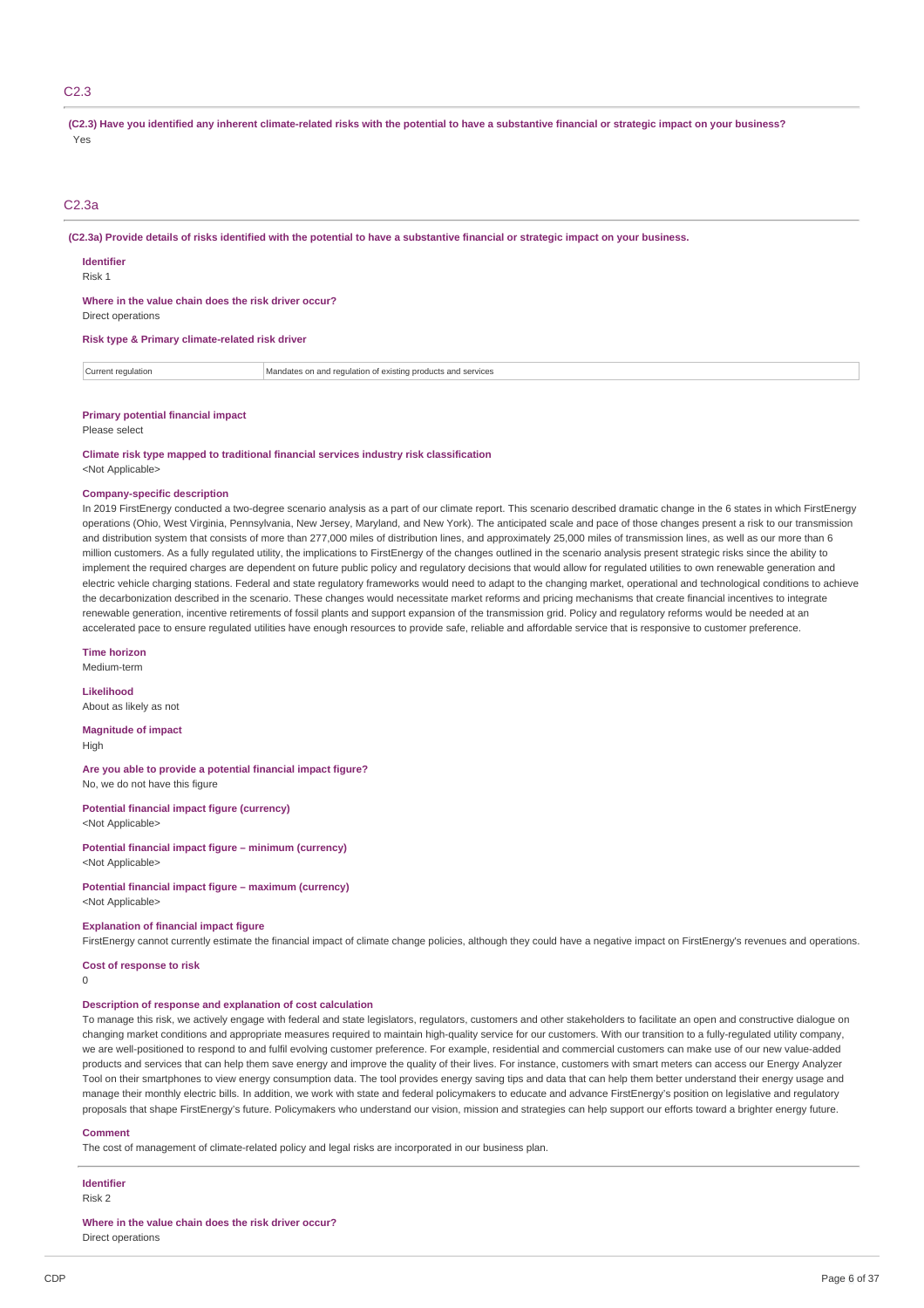## C2.3

**(C2.3) Have you identified any inherent climate-related risks with the potential to have a substantive financial or strategic impact on your business?**

Yes

## C2.3a

**(C2.3a) Provide details of risks identified with the potential to have a substantive financial or strategic impact on your business.**

**Identifier**

Risk 1

**Where in the value chain does the risk driver occur?**

Direct operations

**Risk type & Primary climate-related risk driver**

| Current regulation | Mandates on and regulation of existing products and services |
|---|---|

**Primary potential financial impact**

Please select

**Climate risk type mapped to traditional financial services industry risk classification**

<Not Applicable>

**Company-specific description**

In 2019 FirstEnergy conducted a two-degree scenario analysis as a part of our climate report. This scenario described dramatic change in the 6 states in which FirstEnergy operations (Ohio, West Virginia, Pennsylvania, New Jersey, Maryland, and New York). The anticipated scale and pace of those changes present a risk to our transmission and distribution system that consists of more than 277,000 miles of distribution lines, and approximately 25,000 miles of transmission lines, as well as our more than 6 million customers. As a fully regulated utility, the implications to FirstEnergy of the changes outlined in the scenario analysis present strategic risks since the ability to implement the required charges are dependent on future public policy and regulatory decisions that would allow for regulated utilities to own renewable generation and electric vehicle charging stations. Federal and state regulatory frameworks would need to adapt to the changing market, operational and technological conditions to achieve the decarbonization described in the scenario. These changes would necessitate market reforms and pricing mechanisms that create financial incentives to integrate renewable generation, incentive retirements of fossil plants and support expansion of the transmission grid. Policy and regulatory reforms would be needed at an accelerated pace to ensure regulated utilities have enough resources to provide safe, reliable and affordable service that is responsive to customer preference.

**Time horizon**

Medium-term

**Likelihood**

About as likely as not

**Magnitude of impact**

High

**Are you able to provide a potential financial impact figure?**

No, we do not have this figure

**Potential financial impact figure (currency)**

<Not Applicable>

**Potential financial impact figure – minimum (currency)**

<Not Applicable>

**Potential financial impact figure – maximum (currency)**

<Not Applicable>

**Explanation of financial impact figure**

FirstEnergy cannot currently estimate the financial impact of climate change policies, although they could have a negative impact on FirstEnergy's revenues and operations.

**Cost of response to risk**

0

**Description of response and explanation of cost calculation**

To manage this risk, we actively engage with federal and state legislators, regulators, customers and other stakeholders to facilitate an open and constructive dialogue on changing market conditions and appropriate measures required to maintain high-quality service for our customers. With our transition to a fully-regulated utility company, we are well-positioned to respond to and fulfil evolving customer preference. For example, residential and commercial customers can make use of our new value-added products and services that can help them save energy and improve the quality of their lives. For instance, customers with smart meters can access our Energy Analyzer Tool on their smartphones to view energy consumption data. The tool provides energy saving tips and data that can help them better understand their energy usage and manage their monthly electric bills. In addition, we work with state and federal policymakers to educate and advance FirstEnergy's position on legislative and regulatory proposals that shape FirstEnergy's future. Policymakers who understand our vision, mission and strategies can help support our efforts toward a brighter energy future.

**Comment**

The cost of management of climate-related policy and legal risks are incorporated in our business plan.

---

**Identifier**

Risk 2

**Where in the value chain does the risk driver occur?**

Direct operations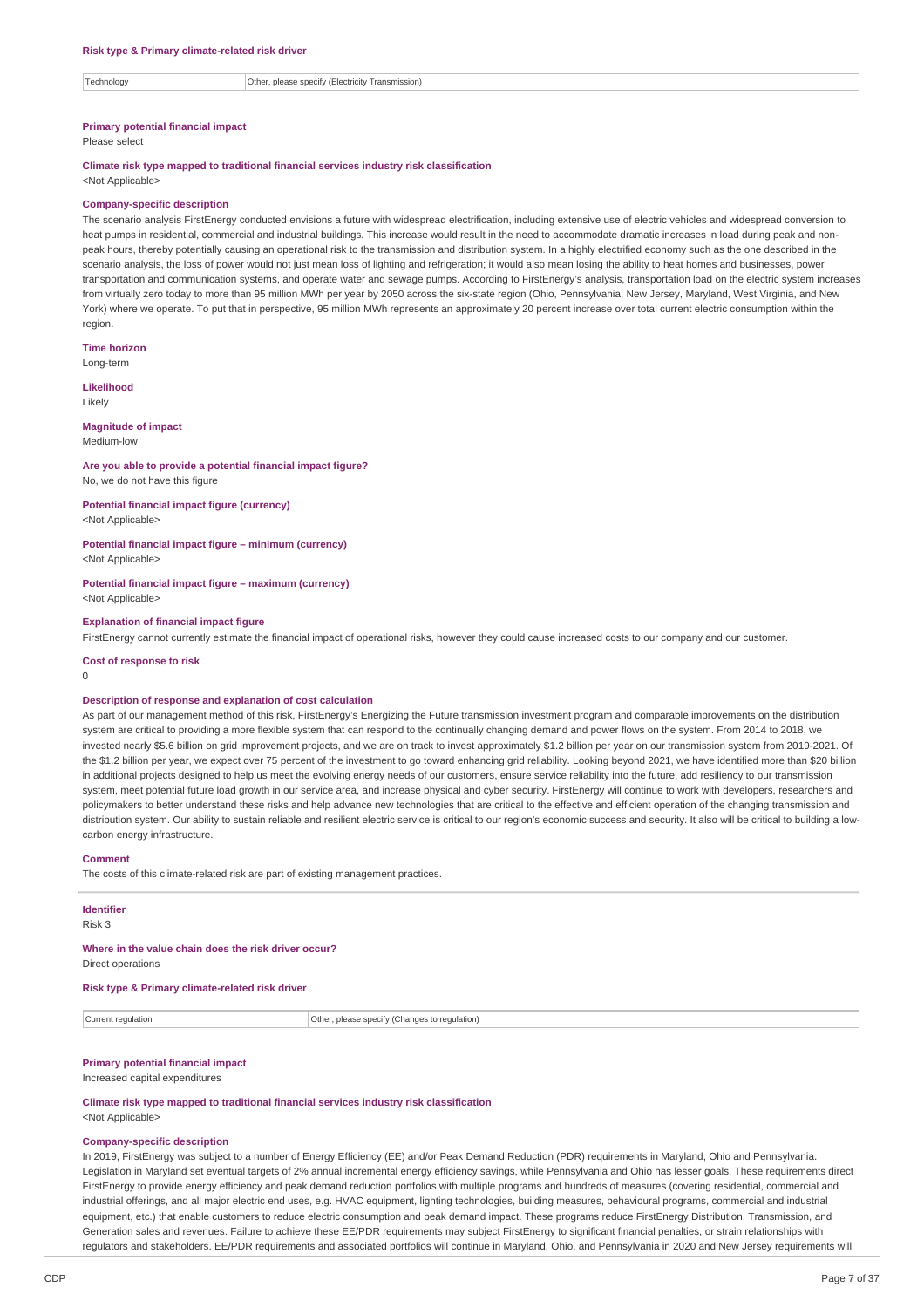**Risk type & Primary climate-related risk driver**

| Technology | Other, please specify (Electricity Transmission) |
|---|---|

**Primary potential financial impact**

Please select

**Climate risk type mapped to traditional financial services industry risk classification**

<Not Applicable>

**Company-specific description**

The scenario analysis FirstEnergy conducted envisions a future with widespread electrification, including extensive use of electric vehicles and widespread conversion to heat pumps in residential, commercial and industrial buildings. This increase would result in the need to accommodate dramatic increases in load during peak and non-peak hours, thereby potentially causing an operational risk to the transmission and distribution system. In a highly electrified economy such as the one described in the scenario analysis, the loss of power would not just mean loss of lighting and refrigeration; it would also mean losing the ability to heat homes and businesses, power transportation and communication systems, and operate water and sewage pumps. According to FirstEnergy's analysis, transportation load on the electric system increases from virtually zero today to more than 95 million MWh per year by 2050 across the six-state region (Ohio, Pennsylvania, New Jersey, Maryland, West Virginia, and New York) where we operate. To put that in perspective, 95 million MWh represents an approximately 20 percent increase over total current electric consumption within the region.

**Time horizon**

Long-term

**Likelihood**

Likely

**Magnitude of impact**

Medium-low

**Are you able to provide a potential financial impact figure?**

No, we do not have this figure

**Potential financial impact figure (currency)**

<Not Applicable>

**Potential financial impact figure – minimum (currency)**

<Not Applicable>

**Potential financial impact figure – maximum (currency)**

<Not Applicable>

**Explanation of financial impact figure**

FirstEnergy cannot currently estimate the financial impact of operational risks, however they could cause increased costs to our company and our customer.

**Cost of response to risk**

0

**Description of response and explanation of cost calculation**

As part of our management method of this risk, FirstEnergy's Energizing the Future transmission investment program and comparable improvements on the distribution system are critical to providing a more flexible system that can respond to the continually changing demand and power flows on the system. From 2014 to 2018, we invested nearly $5.6 billion on grid improvement projects, and we are on track to invest approximately $1.2 billion per year on our transmission system from 2019-2021. Of the $1.2 billion per year, we expect over 75 percent of the investment to go toward enhancing grid reliability. Looking beyond 2021, we have identified more than $20 billion in additional projects designed to help us meet the evolving energy needs of our customers, ensure service reliability into the future, add resiliency to our transmission system, meet potential future load growth in our service area, and increase physical and cyber security. FirstEnergy will continue to work with developers, researchers and policymakers to better understand these risks and help advance new technologies that are critical to the effective and efficient operation of the changing transmission and distribution system. Our ability to sustain reliable and resilient electric service is critical to our region's economic success and security. It also will be critical to building a low-carbon energy infrastructure.

**Comment**

The costs of this climate-related risk are part of existing management practices.

---

**Identifier**

Risk 3

**Where in the value chain does the risk driver occur?**

Direct operations

**Risk type & Primary climate-related risk driver**

| Current regulation | Other, please specify (Changes to regulation) |
|---|---|

**Primary potential financial impact**

Increased capital expenditures

**Climate risk type mapped to traditional financial services industry risk classification**

<Not Applicable>

**Company-specific description**

In 2019, FirstEnergy was subject to a number of Energy Efficiency (EE) and/or Peak Demand Reduction (PDR) requirements in Maryland, Ohio and Pennsylvania. Legislation in Maryland set eventual targets of 2% annual incremental energy efficiency savings, while Pennsylvania and Ohio has lesser goals. These requirements direct FirstEnergy to provide energy efficiency and peak demand reduction portfolios with multiple programs and hundreds of measures (covering residential, commercial and industrial offerings, and all major electric end uses, e.g. HVAC equipment, lighting technologies, building measures, behavioural programs, commercial and industrial equipment, etc.) that enable customers to reduce electric consumption and peak demand impact. These programs reduce FirstEnergy Distribution, Transmission, and Generation sales and revenues. Failure to achieve these EE/PDR requirements may subject FirstEnergy to significant financial penalties, or strain relationships with regulators and stakeholders. EE/PDR requirements and associated portfolios will continue in Maryland, Ohio, and Pennsylvania in 2020 and New Jersey requirements will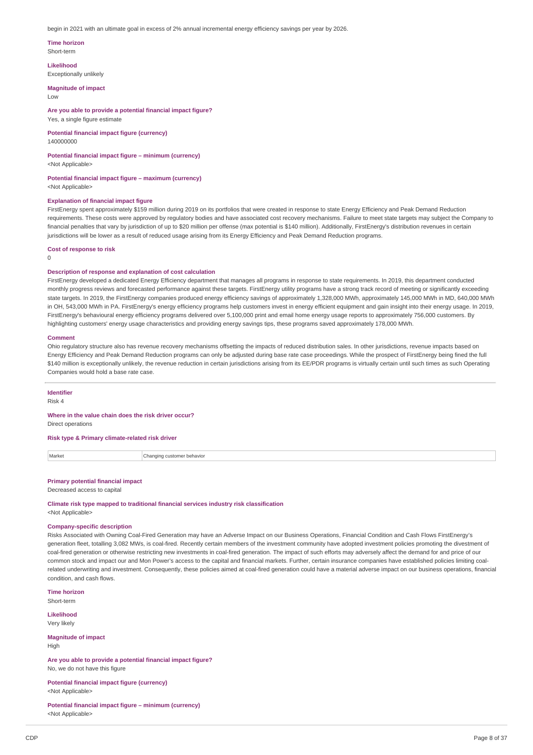begin in 2021 with an ultimate goal in excess of 2% annual incremental energy efficiency savings per year by 2026.

**Time horizon**
Short-term

**Likelihood**
Exceptionally unlikely

**Magnitude of impact**
Low

**Are you able to provide a potential financial impact figure?**
Yes, a single figure estimate

**Potential financial impact figure (currency)**
140000000

**Potential financial impact figure – minimum (currency)**
<Not Applicable>

**Potential financial impact figure – maximum (currency)**
<Not Applicable>

**Explanation of financial impact figure**
FirstEnergy spent approximately $159 million during 2019 on its portfolios that were created in response to state Energy Efficiency and Peak Demand Reduction requirements. These costs were approved by regulatory bodies and have associated cost recovery mechanisms. Failure to meet state targets may subject the Company to financial penalties that vary by jurisdiction of up to $20 million per offense (max potential is $140 million). Additionally, FirstEnergy's distribution revenues in certain jurisdictions will be lower as a result of reduced usage arising from its Energy Efficiency and Peak Demand Reduction programs.

**Cost of response to risk**
0

**Description of response and explanation of cost calculation**
FirstEnergy developed a dedicated Energy Efficiency department that manages all programs in response to state requirements. In 2019, this department conducted monthly progress reviews and forecasted performance against these targets. FirstEnergy utility programs have a strong track record of meeting or significantly exceeding state targets. In 2019, the FirstEnergy companies produced energy efficiency savings of approximately 1,328,000 MWh, approximately 145,000 MWh in MD, 640,000 MWh in OH, 543,000 MWh in PA. FirstEnergy's energy efficiency programs help customers invest in energy efficient equipment and gain insight into their energy usage. In 2019, FirstEnergy's behavioural energy efficiency programs delivered over 5,100,000 print and email home energy usage reports to approximately 756,000 customers. By highlighting customers' energy usage characteristics and providing energy savings tips, these programs saved approximately 178,000 MWh.

**Comment**
Ohio regulatory structure also has revenue recovery mechanisms offsetting the impacts of reduced distribution sales. In other jurisdictions, revenue impacts based on Energy Efficiency and Peak Demand Reduction programs can only be adjusted during base rate case proceedings. While the prospect of FirstEnergy being fined the full $140 million is exceptionally unlikely, the revenue reduction in certain jurisdictions arising from its EE/PDR programs is virtually certain until such times as such Operating Companies would hold a base rate case.

---

**Identifier**
Risk 4

**Where in the value chain does the risk driver occur?**
Direct operations

**Risk type & Primary climate-related risk driver**

| Market | Changing customer behavior |
|---|---|

**Primary potential financial impact**
Decreased access to capital

**Climate risk type mapped to traditional financial services industry risk classification**
<Not Applicable>

**Company-specific description**
Risks Associated with Owning Coal-Fired Generation may have an Adverse Impact on our Business Operations, Financial Condition and Cash Flows FirstEnergy's generation fleet, totalling 3,082 MWs, is coal-fired. Recently certain members of the investment community have adopted investment policies promoting the divestment of coal-fired generation or otherwise restricting new investments in coal-fired generation. The impact of such efforts may adversely affect the demand for and price of our common stock and impact our and Mon Power's access to the capital and financial markets. Further, certain insurance companies have established policies limiting coal-related underwriting and investment. Consequently, these policies aimed at coal-fired generation could have a material adverse impact on our business operations, financial condition, and cash flows.

**Time horizon**
Short-term

**Likelihood**
Very likely

**Magnitude of impact**
High

**Are you able to provide a potential financial impact figure?**
No, we do not have this figure

**Potential financial impact figure (currency)**
<Not Applicable>

**Potential financial impact figure – minimum (currency)**
<Not Applicable>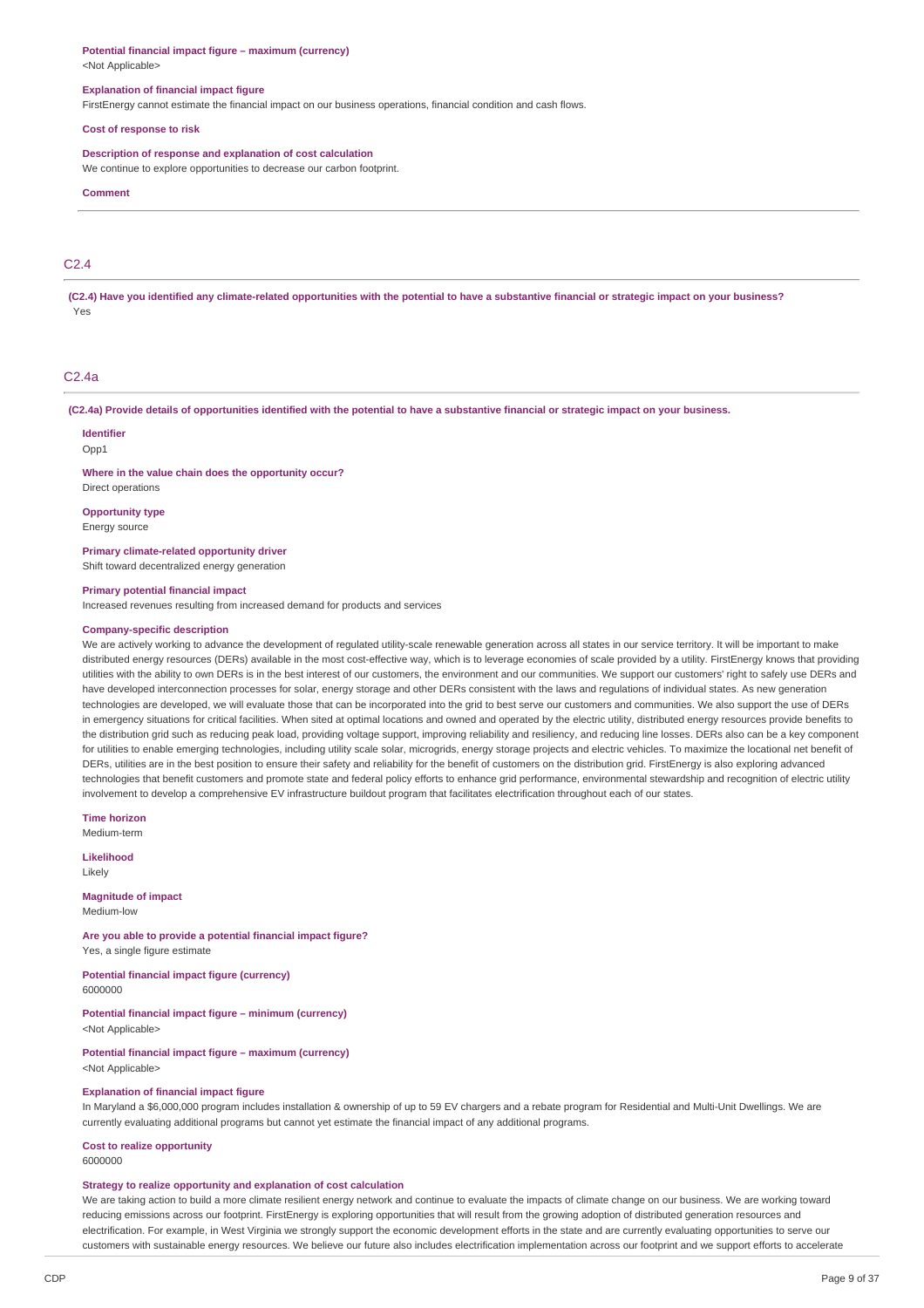**Potential financial impact figure – maximum (currency)**
<Not Applicable>

**Explanation of financial impact figure**
FirstEnergy cannot estimate the financial impact on our business operations, financial condition and cash flows.

**Cost of response to risk**

**Description of response and explanation of cost calculation**
We continue to explore opportunities to decrease our carbon footprint.

**Comment**

---

## C2.4

**(C2.4) Have you identified any climate-related opportunities with the potential to have a substantive financial or strategic impact on your business?**
Yes

## C2.4a

**(C2.4a) Provide details of opportunities identified with the potential to have a substantive financial or strategic impact on your business.**

**Identifier**
Opp1

**Where in the value chain does the opportunity occur?**
Direct operations

**Opportunity type**
Energy source

**Primary climate-related opportunity driver**
Shift toward decentralized energy generation

**Primary potential financial impact**
Increased revenues resulting from increased demand for products and services

**Company-specific description**
We are actively working to advance the development of regulated utility-scale renewable generation across all states in our service territory. It will be important to make distributed energy resources (DERs) available in the most cost-effective way, which is to leverage economies of scale provided by a utility. FirstEnergy knows that providing utilities with the ability to own DERs is in the best interest of our customers, the environment and our communities. We support our customers' right to safely use DERs and have developed interconnection processes for solar, energy storage and other DERs consistent with the laws and regulations of individual states. As new generation technologies are developed, we will evaluate those that can be incorporated into the grid to best serve our customers and communities. We also support the use of DERs in emergency situations for critical facilities. When sited at optimal locations and owned and operated by the electric utility, distributed energy resources provide benefits to the distribution grid such as reducing peak load, providing voltage support, improving reliability and resiliency, and reducing line losses. DERs also can be a key component for utilities to enable emerging technologies, including utility scale solar, microgrids, energy storage projects and electric vehicles. To maximize the locational net benefit of DERs, utilities are in the best position to ensure their safety and reliability for the benefit of customers on the distribution grid. FirstEnergy is also exploring advanced technologies that benefit customers and promote state and federal policy efforts to enhance grid performance, environmental stewardship and recognition of electric utility involvement to develop a comprehensive EV infrastructure buildout program that facilitates electrification throughout each of our states.

**Time horizon**
Medium-term

**Likelihood**
Likely

**Magnitude of impact**
Medium-low

**Are you able to provide a potential financial impact figure?**
Yes, a single figure estimate

**Potential financial impact figure (currency)**
6000000

**Potential financial impact figure – minimum (currency)**
<Not Applicable>

**Potential financial impact figure – maximum (currency)**
<Not Applicable>

**Explanation of financial impact figure**
In Maryland a $6,000,000 program includes installation & ownership of up to 59 EV chargers and a rebate program for Residential and Multi-Unit Dwellings. We are currently evaluating additional programs but cannot yet estimate the financial impact of any additional programs.

**Cost to realize opportunity**
6000000

**Strategy to realize opportunity and explanation of cost calculation**
We are taking action to build a more climate resilient energy network and continue to evaluate the impacts of climate change on our business. We are working toward reducing emissions across our footprint. FirstEnergy is exploring opportunities that will result from the growing adoption of distributed generation resources and electrification. For example, in West Virginia we strongly support the economic development efforts in the state and are currently evaluating opportunities to serve our customers with sustainable energy resources. We believe our future also includes electrification implementation across our footprint and we support efforts to accelerate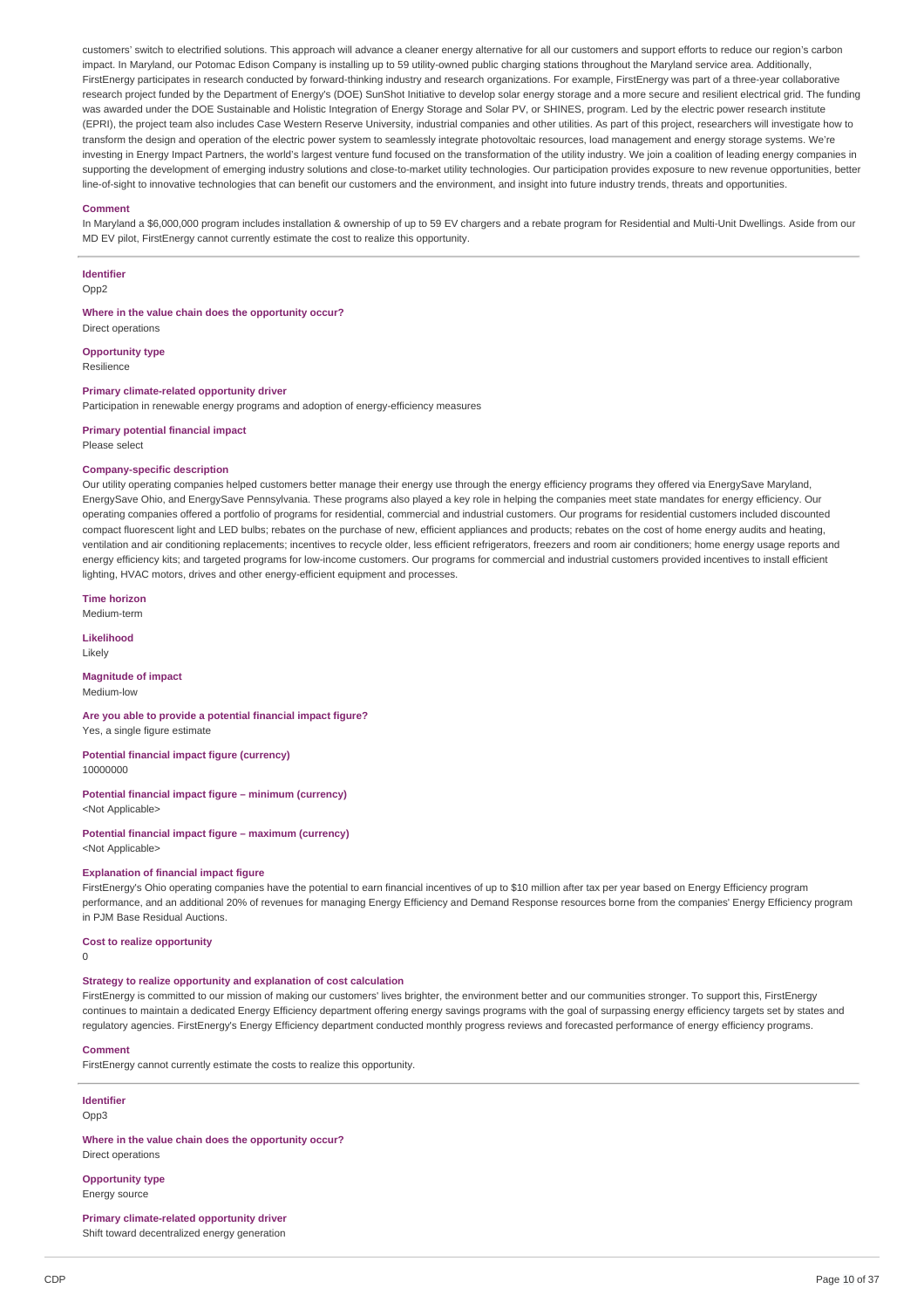customers' switch to electrified solutions. This approach will advance a cleaner energy alternative for all our customers and support efforts to reduce our region's carbon impact. In Maryland, our Potomac Edison Company is installing up to 59 utility-owned public charging stations throughout the Maryland service area. Additionally, FirstEnergy participates in research conducted by forward-thinking industry and research organizations. For example, FirstEnergy was part of a three-year collaborative research project funded by the Department of Energy's (DOE) SunShot Initiative to develop solar energy storage and a more secure and resilient electrical grid. The funding was awarded under the DOE Sustainable and Holistic Integration of Energy Storage and Solar PV, or SHINES, program. Led by the electric power research institute (EPRI), the project team also includes Case Western Reserve University, industrial companies and other utilities. As part of this project, researchers will investigate how to transform the design and operation of the electric power system to seamlessly integrate photovoltaic resources, load management and energy storage systems. We're investing in Energy Impact Partners, the world's largest venture fund focused on the transformation of the utility industry. We join a coalition of leading energy companies in supporting the development of emerging industry solutions and close-to-market utility technologies. Our participation provides exposure to new revenue opportunities, better line-of-sight to innovative technologies that can benefit our customers and the environment, and insight into future industry trends, threats and opportunities.

**Comment**

In Maryland a $6,000,000 program includes installation & ownership of up to 59 EV chargers and a rebate program for Residential and Multi-Unit Dwellings. Aside from our MD EV pilot, FirstEnergy cannot currently estimate the cost to realize this opportunity.

---

**Identifier**

Opp2

**Where in the value chain does the opportunity occur?**

Direct operations

**Opportunity type**

Resilience

**Primary climate-related opportunity driver**

Participation in renewable energy programs and adoption of energy-efficiency measures

**Primary potential financial impact**

Please select

**Company-specific description**

Our utility operating companies helped customers better manage their energy use through the energy efficiency programs they offered via EnergySave Maryland, EnergySave Ohio, and EnergySave Pennsylvania. These programs also played a key role in helping the companies meet state mandates for energy efficiency. Our operating companies offered a portfolio of programs for residential, commercial and industrial customers. Our programs for residential customers included discounted compact fluorescent light and LED bulbs; rebates on the purchase of new, efficient appliances and products; rebates on the cost of home energy audits and heating, ventilation and air conditioning replacements; incentives to recycle older, less efficient refrigerators, freezers and room air conditioners; home energy usage reports and energy efficiency kits; and targeted programs for low-income customers. Our programs for commercial and industrial customers provided incentives to install efficient lighting, HVAC motors, drives and other energy-efficient equipment and processes.

**Time horizon**

Medium-term

**Likelihood**

Likely

**Magnitude of impact**

Medium-low

**Are you able to provide a potential financial impact figure?**

Yes, a single figure estimate

**Potential financial impact figure (currency)**

10000000

**Potential financial impact figure – minimum (currency)**

<Not Applicable>

**Potential financial impact figure – maximum (currency)**

<Not Applicable>

**Explanation of financial impact figure**

FirstEnergy's Ohio operating companies have the potential to earn financial incentives of up to $10 million after tax per year based on Energy Efficiency program performance, and an additional 20% of revenues for managing Energy Efficiency and Demand Response resources borne from the companies' Energy Efficiency program in PJM Base Residual Auctions.

**Cost to realize opportunity**

0

**Strategy to realize opportunity and explanation of cost calculation**

FirstEnergy is committed to our mission of making our customers' lives brighter, the environment better and our communities stronger. To support this, FirstEnergy continues to maintain a dedicated Energy Efficiency department offering energy savings programs with the goal of surpassing energy efficiency targets set by states and regulatory agencies. FirstEnergy's Energy Efficiency department conducted monthly progress reviews and forecasted performance of energy efficiency programs.

**Comment**

FirstEnergy cannot currently estimate the costs to realize this opportunity.

---

**Identifier**

Opp3

**Where in the value chain does the opportunity occur?**

Direct operations

**Opportunity type**

Energy source

**Primary climate-related opportunity driver**

Shift toward decentralized energy generation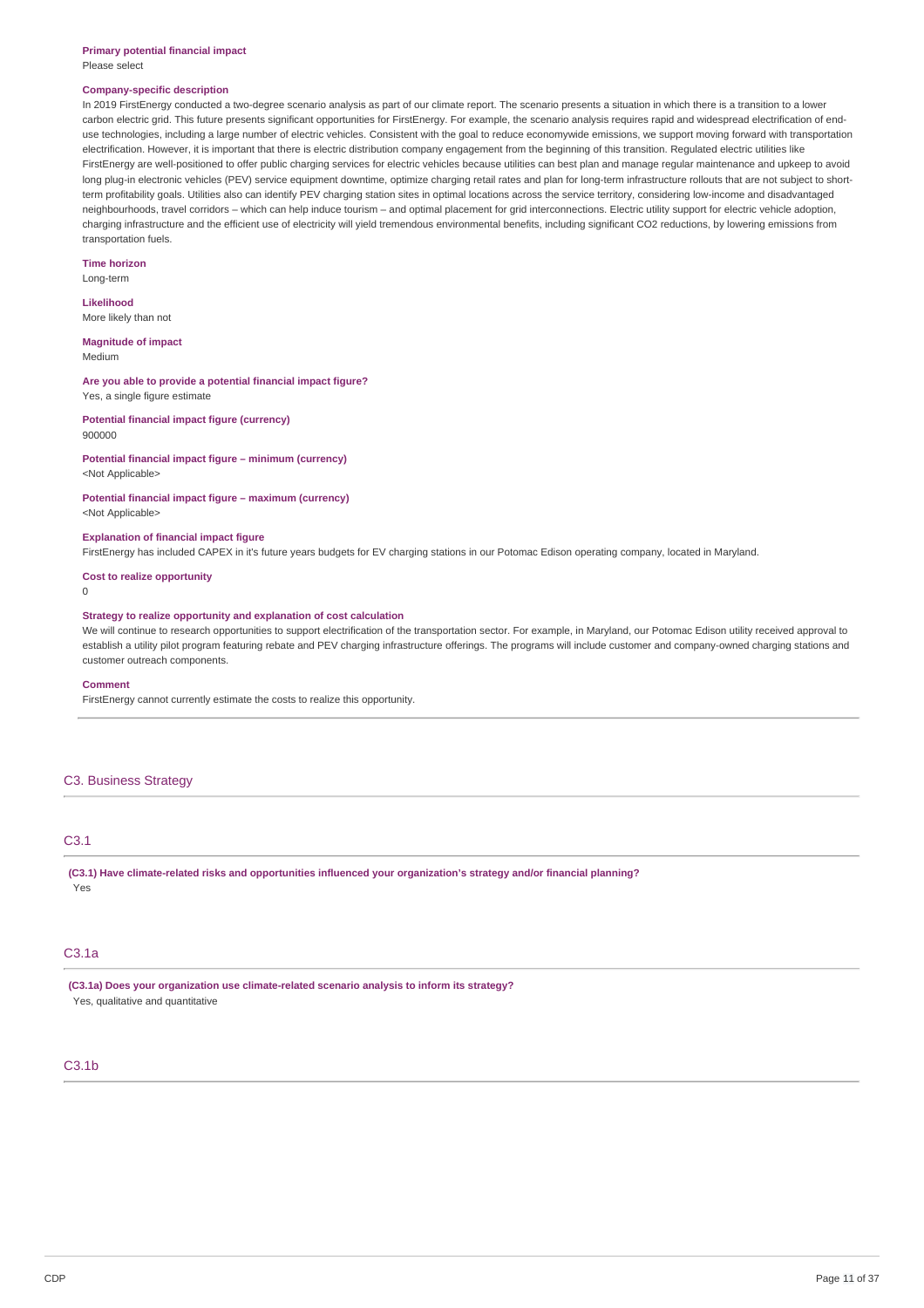**Primary potential financial impact**
Please select

**Company-specific description**
In 2019 FirstEnergy conducted a two-degree scenario analysis as part of our climate report. The scenario presents a situation in which there is a transition to a lower carbon electric grid. This future presents significant opportunities for FirstEnergy. For example, the scenario analysis requires rapid and widespread electrification of end-use technologies, including a large number of electric vehicles. Consistent with the goal to reduce economywide emissions, we support moving forward with transportation electrification. However, it is important that there is electric distribution company engagement from the beginning of this transition. Regulated electric utilities like FirstEnergy are well-positioned to offer public charging services for electric vehicles because utilities can best plan and manage regular maintenance and upkeep to avoid long plug-in electronic vehicles (PEV) service equipment downtime, optimize charging retail rates and plan for long-term infrastructure rollouts that are not subject to short-term profitability goals. Utilities also can identify PEV charging station sites in optimal locations across the service territory, considering low-income and disadvantaged neighbourhoods, travel corridors – which can help induce tourism – and optimal placement for grid interconnections. Electric utility support for electric vehicle adoption, charging infrastructure and the efficient use of electricity will yield tremendous environmental benefits, including significant $CO_2$ reductions, by lowering emissions from transportation fuels.

**Time horizon**
Long-term

**Likelihood**
More likely than not

**Magnitude of impact**
Medium

**Are you able to provide a potential financial impact figure?**
Yes, a single figure estimate

**Potential financial impact figure (currency)**
900000

**Potential financial impact figure – minimum (currency)**
<Not Applicable>

**Potential financial impact figure – maximum (currency)**
<Not Applicable>

**Explanation of financial impact figure**
FirstEnergy has included CAPEX in it's future years budgets for EV charging stations in our Potomac Edison operating company, located in Maryland.

**Cost to realize opportunity**
0

**Strategy to realize opportunity and explanation of cost calculation**
We will continue to research opportunities to support electrification of the transportation sector. For example, in Maryland, our Potomac Edison utility received approval to establish a utility pilot program featuring rebate and PEV charging infrastructure offerings. The programs will include customer and company-owned charging stations and customer outreach components.

**Comment**
FirstEnergy cannot currently estimate the costs to realize this opportunity.

## C3. Business Strategy

### C3.1

**(C3.1) Have climate-related risks and opportunities influenced your organization's strategy and/or financial planning?**
Yes

### C3.1a

**(C3.1a) Does your organization use climate-related scenario analysis to inform its strategy?**
Yes, qualitative and quantitative

### C3.1b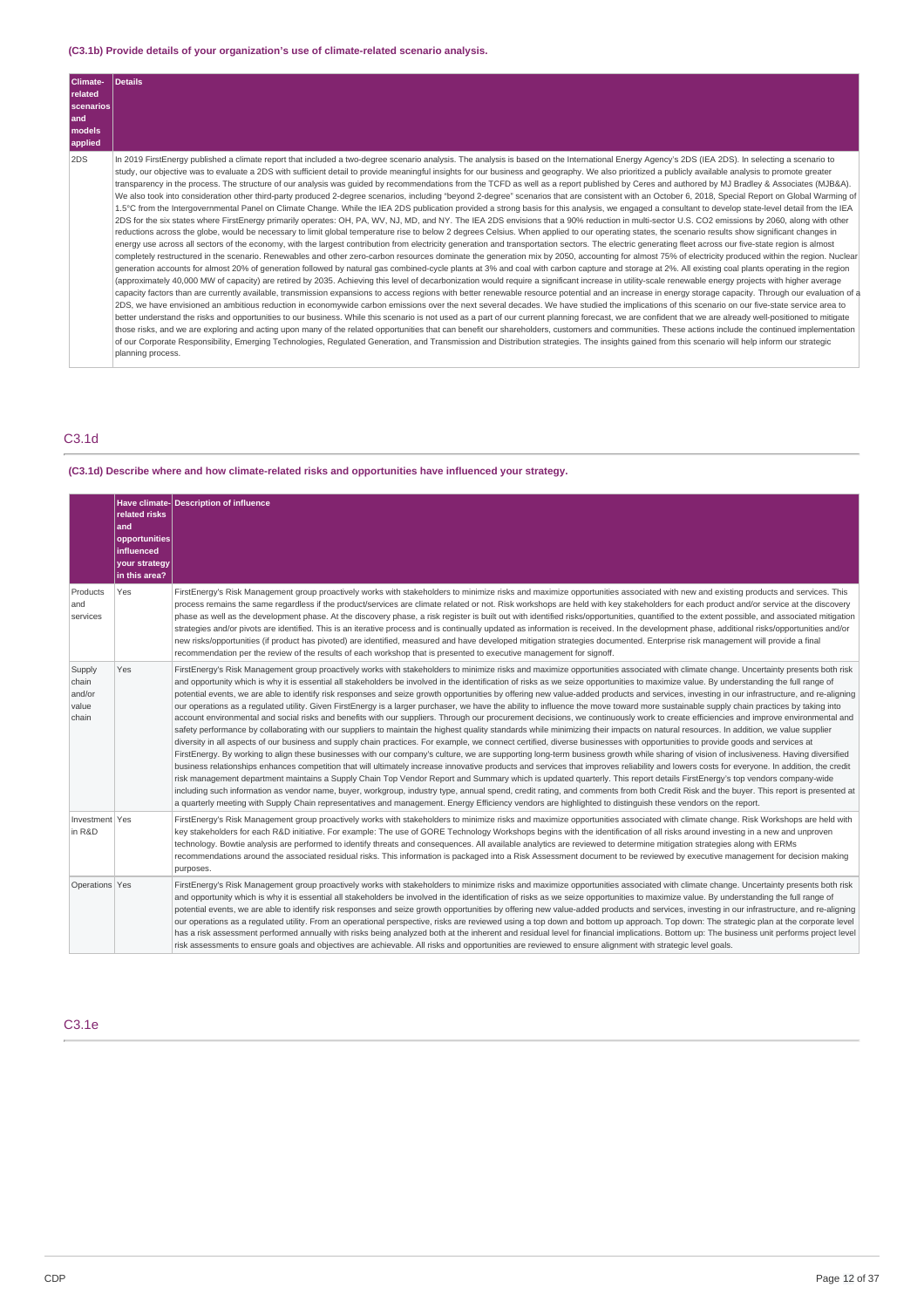### (C3.1b) Provide details of your organization's use of climate-related scenario analysis.

| Climate-related scenarios and models applied | Details |
|---|---|
| 2DS | In 2019 FirstEnergy published a climate report that included a two-degree scenario analysis. The analysis is based on the International Energy Agency's 2DS (IEA 2DS). In selecting a scenario to study, our objective was to evaluate a 2DS with sufficient detail to provide meaningful insights for our business and geography. We also prioritized a publicly available analysis to promote greater transparency in the process. The structure of our analysis was guided by recommendations from the TCFD as well as a report published by Ceres and authored by MJ Bradley & Associates (MJB&A). We also took into consideration other third-party produced 2-degree scenarios, including "beyond 2-degree" scenarios that are consistent with an October 6, 2018, Special Report on Global Warming of 1.5°C from the Intergovernmental Panel on Climate Change. While the IEA 2DS publication provided a strong basis for this analysis, we engaged a consultant to develop state-level detail from the IEA 2DS for the six states where FirstEnergy primarily operates: OH, PA, WV, NJ, MD, and NY. The IEA 2DS envisions that a 90% reduction in multi-sector U.S. CO2 emissions by 2060, along with other reductions across the globe, would be necessary to limit global temperature rise to below 2 degrees Celsius. When applied to our operating states, the scenario results show significant changes in energy use across all sectors of the economy, with the largest contribution from electricity generation and transportation sectors. The electric generating fleet across our five-state region is almost completely restructured in the scenario. Renewables and other zero-carbon resources dominate the generation mix by 2050, accounting for almost 75% of electricity produced within the region. Nuclear generation accounts for almost 20% of generation followed by natural gas combined-cycle plants at 3% and coal with carbon capture and storage at 2%. All existing coal plants operating in the region (approximately 40,000 MW of capacity) are retired by 2035. Achieving this level of decarbonization would require a significant increase in utility-scale renewable energy projects with higher average capacity factors than are currently available, transmission expansions to access regions with better renewable resource potential and an increase in energy storage capacity. Through our evaluation of a 2DS, we have envisioned an ambitious reduction in economywide carbon emissions over the next several decades. We have studied the implications of this scenario on our five-state service area to better understand the risks and opportunities to our business. While this scenario is not used as a part of our current planning forecast, we are confident that we are already well-positioned to mitigate those risks, and we are exploring and acting upon many of the related opportunities that can benefit our shareholders, customers and communities. These actions include the continued implementation of our Corporate Responsibility, Emerging Technologies, Regulated Generation, and Transmission and Distribution strategies. The insights gained from this scenario will help inform our strategic planning process. |

## C3.1d

### (C3.1d) Describe where and how climate-related risks and opportunities have influenced your strategy.

| | Have climate-related risks and opportunities influenced your strategy in this area? | Description of influence |
|---|---|---|
| Products and services | Yes | FirstEnergy's Risk Management group proactively works with stakeholders to minimize risks and maximize opportunities associated with new and existing products and services. This process remains the same regardless if the product/services are climate related or not. Risk workshops are held with key stakeholders for each product and/or service at the discovery phase as well as the development phase. At the discovery phase, a risk register is built out with identified risks/opportunities, quantified to the extent possible, and associated mitigation strategies and/or pivots are identified. This is an iterative process and is continually updated as information is received. In the development phase, additional risks/opportunities and/or new risks/opportunities (if product has pivoted) are identified, measured and have developed mitigation strategies documented. Enterprise risk management will provide a final recommendation per the review of the results of each workshop that is presented to executive management for signoff. |
| Supply chain and/or value chain | Yes | FirstEnergy's Risk Management group proactively works with stakeholders to minimize risks and maximize opportunities associated with climate change. Uncertainty presents both risk and opportunity which is why it is essential all stakeholders be involved in the identification of risks as we seize opportunities to maximize value. By understanding the full range of potential events, we are able to identify risk responses and seize growth opportunities by offering new value-added products and services, investing in our infrastructure, and re-aligning our operations as a regulated utility. Given FirstEnergy is a larger purchaser, we have the ability to influence the move toward more sustainable supply chain practices by taking into account environmental and social risks and benefits with our suppliers. Through our procurement decisions, we continuously work to create efficiencies and improve environmental and safety performance by collaborating with our suppliers to maintain the highest quality standards while minimizing their impacts on natural resources. In addition, we value supplier diversity in all aspects of our business and supply chain practices. For example, we connect certified, diverse businesses with opportunities to provide goods and services at FirstEnergy. By working to align these businesses with our company's culture, we are supporting long-term business growth while sharing of vision of inclusiveness. Having diversified business relationships enhances competition that will ultimately increase innovative products and services that improves reliability and lowers costs for everyone. In addition, the credit risk management department maintains a Supply Chain Top Vendor Report and Summary which is updated quarterly. This report details FirstEnergy's top vendors company-wide including such information as vendor name, buyer, workgroup, industry type, annual spend, credit rating, and comments from both Credit Risk and the buyer. This report is presented at a quarterly meeting with Supply Chain representatives and management. Energy Efficiency vendors are highlighted to distinguish these vendors on the report. |
| Investment in R&D | Yes | FirstEnergy's Risk Management group proactively works with stakeholders to minimize risks and maximize opportunities associated with climate change. Risk Workshops are held with key stakeholders for each R&D initiative. For example: The use of GORE Technology Workshops begins with the identification of all risks around investing in a new and unproven technology. Bowtie analysis are performed to identify threats and consequences. All available analytics are reviewed to determine mitigation strategies along with ERMs recommendations around the associated residual risks. This information is packaged into a Risk Assessment document to be reviewed by executive management for decision making purposes. |
| Operations | Yes | FirstEnergy's Risk Management group proactively works with stakeholders to minimize risks and maximize opportunities associated with climate change. Uncertainty presents both risk and opportunity which is why it is essential all stakeholders be involved in the identification of risks as we seize opportunities to maximize value. By understanding the full range of potential events, we are able to identify risk responses and seize growth opportunities by offering new value-added products and services, investing in our infrastructure, and re-aligning our operations as a regulated utility. From an operational perspective, risks are reviewed using a top down and bottom up approach. Top down: The strategic plan at the corporate level has a risk assessment performed annually with risks being analyzed both at the inherent and residual level for financial implications. Bottom up: The business unit performs project level risk assessments to ensure goals and objectives are achievable. All risks and opportunities are reviewed to ensure alignment with strategic level goals. |

## C3.1e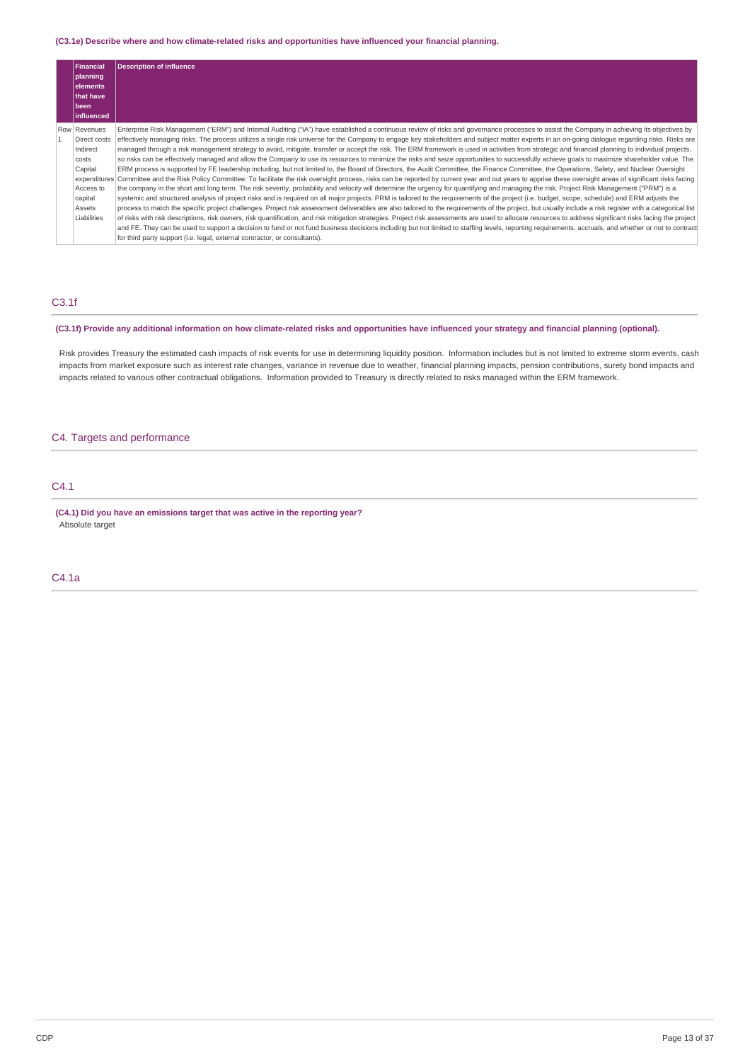**(C3.1e) Describe where and how climate-related risks and opportunities have influenced your financial planning.**

| | Financial planning elements that have been influenced | Description of influence |
|---|---|---|
| Row 1 | Revenues<br>Direct costs<br>Indirect costs<br>Capital expenditures<br>Access to capital<br>Assets<br>Liabilities | Enterprise Risk Management ("ERM") and Internal Auditing ("IA") have established a continuous review of risks and governance processes to assist the Company in achieving its objectives by effectively managing risks. The process utilizes a single risk universe for the Company to engage key stakeholders and subject matter experts in an on-going dialogue regarding risks. Risks are managed through a risk management strategy to avoid, mitigate, transfer or accept the risk. The ERM framework is used in activities from strategic and financial planning to individual projects, so risks can be effectively managed and allow the Company to use its resources to minimize the risks and seize opportunities to successfully achieve goals to maximize shareholder value. The ERM process is supported by FE leadership including, but not limited to, the Board of Directors, the Audit Committee, the Finance Committee, the Operations, Safety, and Nuclear Oversight Committee and the Risk Policy Committee. To facilitate the risk oversight process, risks can be reported by current year and out years to apprise these oversight areas of significant risks facing the company in the short and long term. The risk severity, probability and velocity will determine the urgency for quantifying and managing the risk. Project Risk Management ("PRM") is a systemic and structured analysis of project risks and is required on all major projects. PRM is tailored to the requirements of the project (i.e. budget, scope, schedule) and ERM adjusts the process to match the specific project challenges. Project risk assessment deliverables are also tailored to the requirements of the project, but usually include a risk register with a categorical list of risks with risk descriptions, risk owners, risk quantification, and risk mitigation strategies. Project risk assessments are used to allocate resources to address significant risks facing the project and FE. They can be used to support a decision to fund or not fund business decisions including but not limited to staffing levels, reporting requirements, accruals, and whether or not to contract for third party support (i.e. legal, external contractor, or consultants). |

## C3.1f

**(C3.1f) Provide any additional information on how climate-related risks and opportunities have influenced your strategy and financial planning (optional).**

Risk provides Treasury the estimated cash impacts of risk events for use in determining liquidity position. Information includes but is not limited to extreme storm events, cash impacts from market exposure such as interest rate changes, variance in revenue due to weather, financial planning impacts, pension contributions, surety bond impacts and impacts related to various other contractual obligations. Information provided to Treasury is directly related to risks managed within the ERM framework.

# C4. Targets and performance

## C4.1

**(C4.1) Did you have an emissions target that was active in the reporting year?**

Absolute target

## C4.1a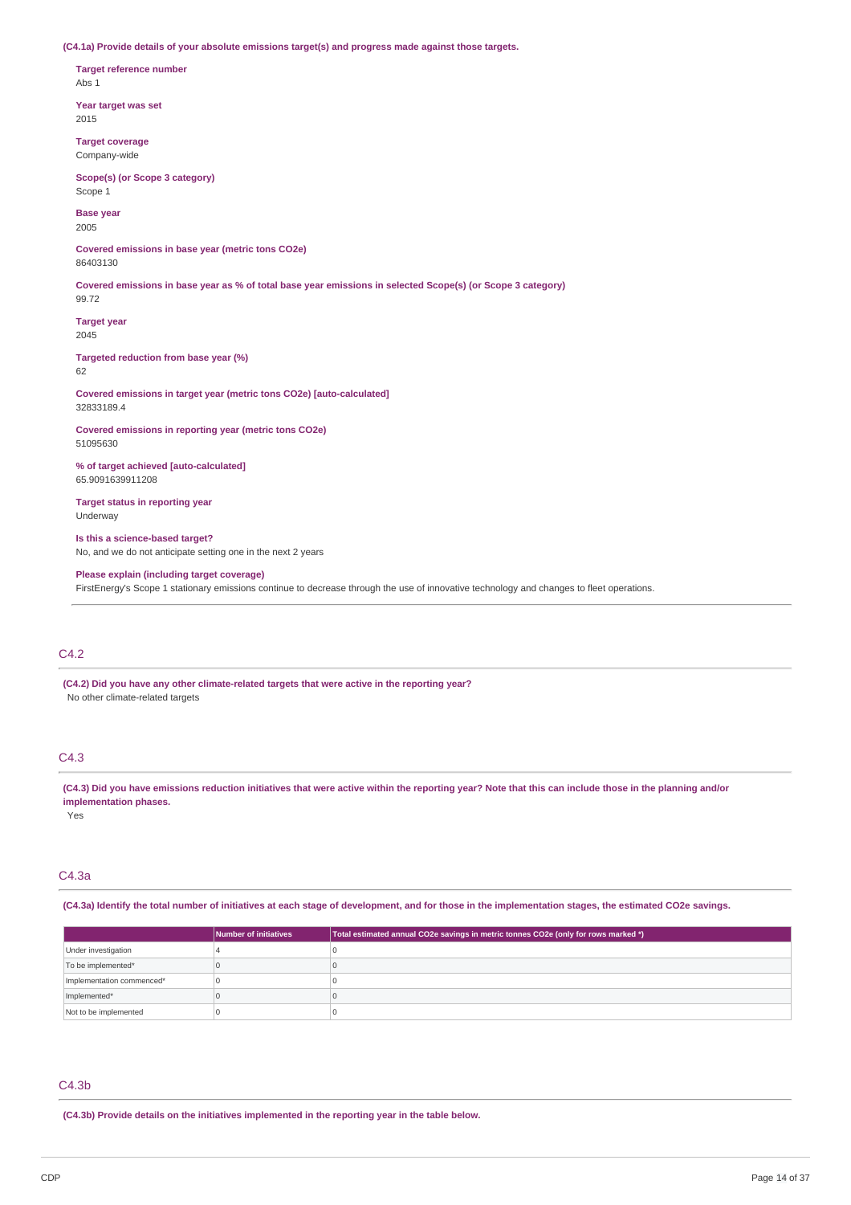**(C4.1a) Provide details of your absolute emissions target(s) and progress made against those targets.**

**Target reference number**
Abs 1

**Year target was set**
2015

**Target coverage**
Company-wide

**Scope(s) (or Scope 3 category)**
Scope 1

**Base year**
2005

**Covered emissions in base year (metric tons CO2e)**
86403130

**Covered emissions in base year as % of total base year emissions in selected Scope(s) (or Scope 3 category)**
99.72

**Target year**
2045

**Targeted reduction from base year (%)**
62

**Covered emissions in target year (metric tons CO2e) [auto-calculated]**
32833189.4

**Covered emissions in reporting year (metric tons CO2e)**
51095630

**% of target achieved [auto-calculated]**
65.9091639911208

**Target status in reporting year**
Underway

**Is this a science-based target?**
No, and we do not anticipate setting one in the next 2 years

**Please explain (including target coverage)**
FirstEnergy's Scope 1 stationary emissions continue to decrease through the use of innovative technology and changes to fleet operations.

## C4.2

**(C4.2) Did you have any other climate-related targets that were active in the reporting year?**
No other climate-related targets

## C4.3

**(C4.3) Did you have emissions reduction initiatives that were active within the reporting year? Note that this can include those in the planning and/or implementation phases.**
Yes

## C4.3a

**(C4.3a) Identify the total number of initiatives at each stage of development, and for those in the implementation stages, the estimated CO2e savings.**

| | Number of initiatives | Total estimated annual CO2e savings in metric tonnes CO2e (only for rows marked *) |
|---|---|---|
| Under investigation | 4 | 0 |
| To be implemented* | 0 | 0 |
| Implementation commenced* | 0 | 0 |
| Implemented* | 0 | 0 |
| Not to be implemented | 0 | 0 |

## C4.3b

**(C4.3b) Provide details on the initiatives implemented in the reporting year in the table below.**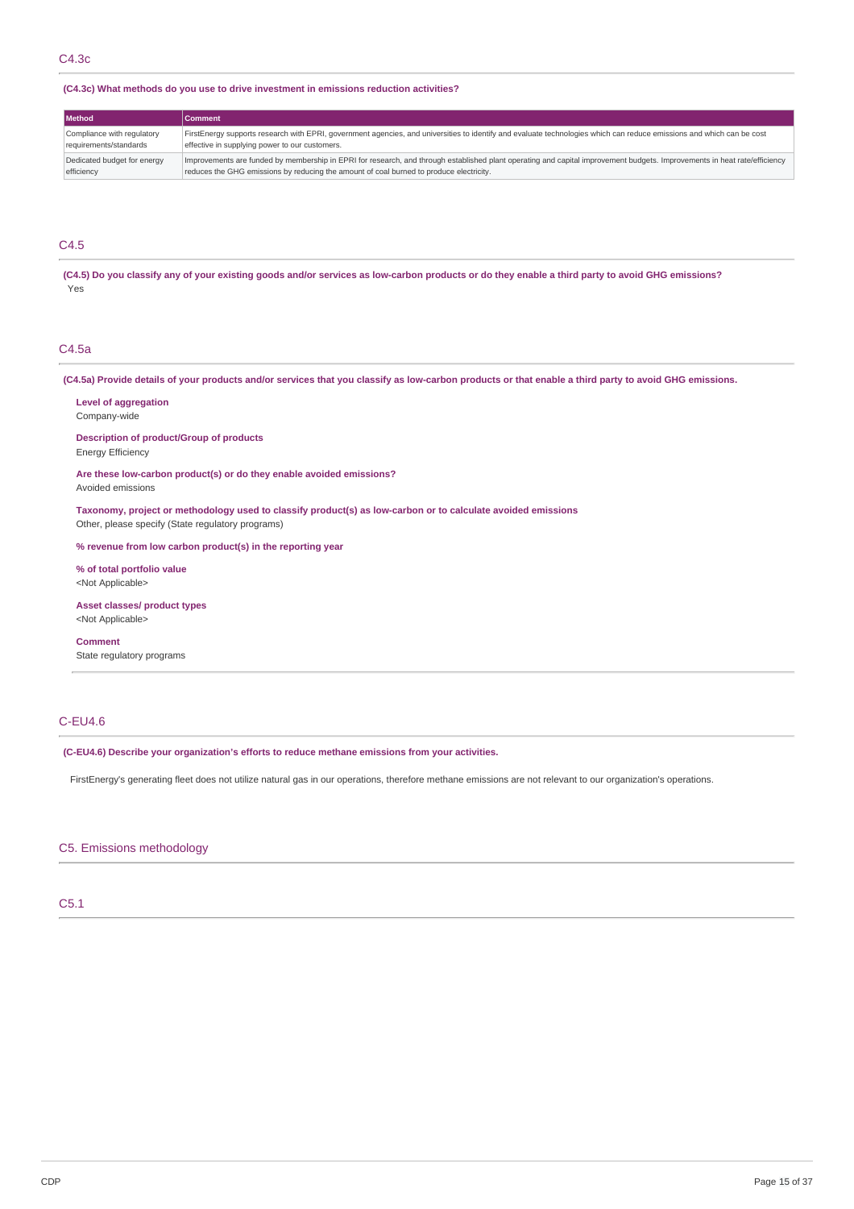## C4.3c

**(C4.3c) What methods do you use to drive investment in emissions reduction activities?**

| Method | Comment |
|---|---|
| Compliance with regulatory requirements/standards | FirstEnergy supports research with EPRI, government agencies, and universities to identify and evaluate technologies which can reduce emissions and which can be cost effective in supplying power to our customers. |
| Dedicated budget for energy efficiency | Improvements are funded by membership in EPRI for research, and through established plant operating and capital improvement budgets. Improvements in heat rate/efficiency reduces the GHG emissions by reducing the amount of coal burned to produce electricity. |

## C4.5

**(C4.5) Do you classify any of your existing goods and/or services as low-carbon products or do they enable a third party to avoid GHG emissions?**

Yes

## C4.5a

**(C4.5a) Provide details of your products and/or services that you classify as low-carbon products or that enable a third party to avoid GHG emissions.**

**Level of aggregation**
Company-wide

**Description of product/Group of products**
Energy Efficiency

**Are these low-carbon product(s) or do they enable avoided emissions?**
Avoided emissions

**Taxonomy, project or methodology used to classify product(s) as low-carbon or to calculate avoided emissions**
Other, please specify (State regulatory programs)

**% revenue from low carbon product(s) in the reporting year**

**% of total portfolio value**
<Not Applicable>

**Asset classes/ product types**
<Not Applicable>

**Comment**
State regulatory programs

## C-EU4.6

**(C-EU4.6) Describe your organization's efforts to reduce methane emissions from your activities.**

FirstEnergy's generating fleet does not utilize natural gas in our operations, therefore methane emissions are not relevant to our organization's operations.

# C5. Emissions methodology

## C5.1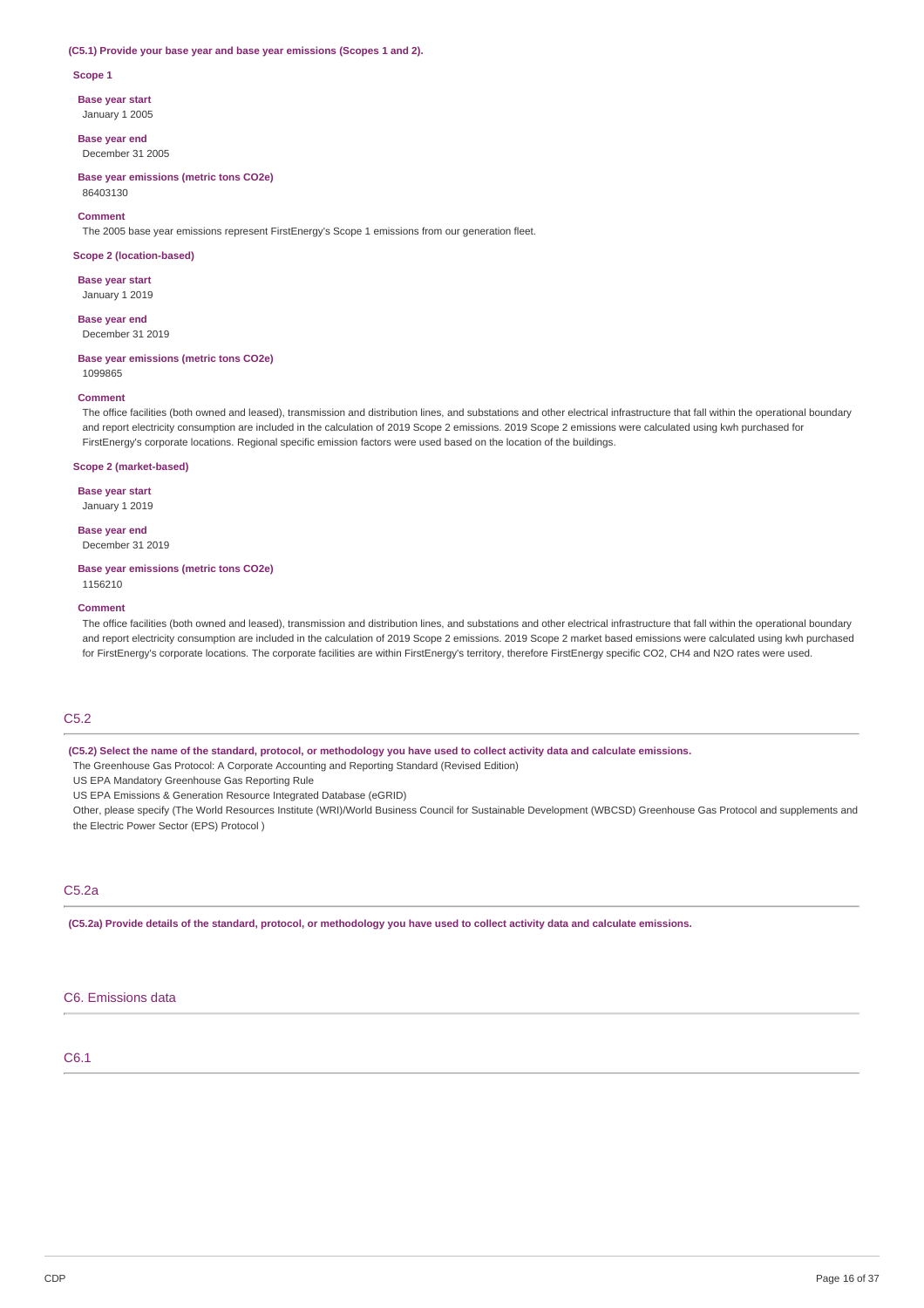**(C5.1) Provide your base year and base year emissions (Scopes 1 and 2).**

**Scope 1**

**Base year start**
January 1 2005

**Base year end**
December 31 2005

**Base year emissions (metric tons CO2e)**
86403130

**Comment**
The 2005 base year emissions represent FirstEnergy's Scope 1 emissions from our generation fleet.

**Scope 2 (location-based)**

**Base year start**
January 1 2019

**Base year end**
December 31 2019

**Base year emissions (metric tons CO2e)**
1099865

**Comment**
The office facilities (both owned and leased), transmission and distribution lines, and substations and other electrical infrastructure that fall within the operational boundary and report electricity consumption are included in the calculation of 2019 Scope 2 emissions. 2019 Scope 2 emissions were calculated using kwh purchased for FirstEnergy's corporate locations. Regional specific emission factors were used based on the location of the buildings.

**Scope 2 (market-based)**

**Base year start**
January 1 2019

**Base year end**
December 31 2019

**Base year emissions (metric tons CO2e)**
1156210

**Comment**
The office facilities (both owned and leased), transmission and distribution lines, and substations and other electrical infrastructure that fall within the operational boundary and report electricity consumption are included in the calculation of 2019 Scope 2 emissions. 2019 Scope 2 market based emissions were calculated using kwh purchased for FirstEnergy's corporate locations. The corporate facilities are within FirstEnergy's territory, therefore FirstEnergy specific CO2, CH4 and N2O rates were used.

## C5.2

**(C5.2) Select the name of the standard, protocol, or methodology you have used to collect activity data and calculate emissions.**

The Greenhouse Gas Protocol: A Corporate Accounting and Reporting Standard (Revised Edition)

US EPA Mandatory Greenhouse Gas Reporting Rule

US EPA Emissions & Generation Resource Integrated Database (eGRID)

Other, please specify (The World Resources Institute (WRI)/World Business Council for Sustainable Development (WBCSD) Greenhouse Gas Protocol and supplements and the Electric Power Sector (EPS) Protocol )

## C5.2a

**(C5.2a) Provide details of the standard, protocol, or methodology you have used to collect activity data and calculate emissions.**

# C6. Emissions data

## C6.1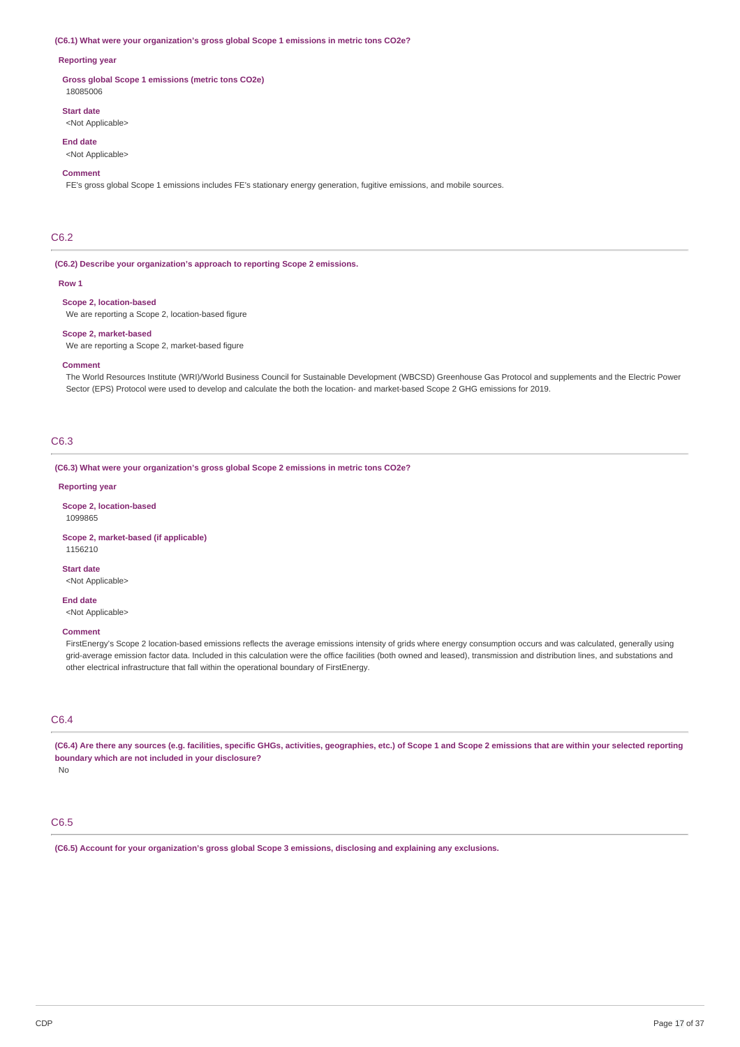**(C6.1) What were your organization's gross global Scope 1 emissions in metric tons CO2e?**

**Reporting year**

**Gross global Scope 1 emissions (metric tons CO2e)**
18085006

**Start date**
<Not Applicable>

**End date**
<Not Applicable>

**Comment**
FE's gross global Scope 1 emissions includes FE's stationary energy generation, fugitive emissions, and mobile sources.

## C6.2

**(C6.2) Describe your organization's approach to reporting Scope 2 emissions.**

**Row 1**

**Scope 2, location-based**
We are reporting a Scope 2, location-based figure

**Scope 2, market-based**
We are reporting a Scope 2, market-based figure

**Comment**
The World Resources Institute (WRI)/World Business Council for Sustainable Development (WBCSD) Greenhouse Gas Protocol and supplements and the Electric Power Sector (EPS) Protocol were used to develop and calculate the both the location- and market-based Scope 2 GHG emissions for 2019.

## C6.3

**(C6.3) What were your organization's gross global Scope 2 emissions in metric tons CO2e?**

**Reporting year**

**Scope 2, location-based**
1099865

**Scope 2, market-based (if applicable)**
1156210

**Start date**
<Not Applicable>

**End date**
<Not Applicable>

**Comment**
FirstEnergy's Scope 2 location-based emissions reflects the average emissions intensity of grids where energy consumption occurs and was calculated, generally using grid-average emission factor data. Included in this calculation were the office facilities (both owned and leased), transmission and distribution lines, and substations and other electrical infrastructure that fall within the operational boundary of FirstEnergy.

## C6.4

**(C6.4) Are there any sources (e.g. facilities, specific GHGs, activities, geographies, etc.) of Scope 1 and Scope 2 emissions that are within your selected reporting boundary which are not included in your disclosure?**
No

## C6.5

**(C6.5) Account for your organization's gross global Scope 3 emissions, disclosing and explaining any exclusions.**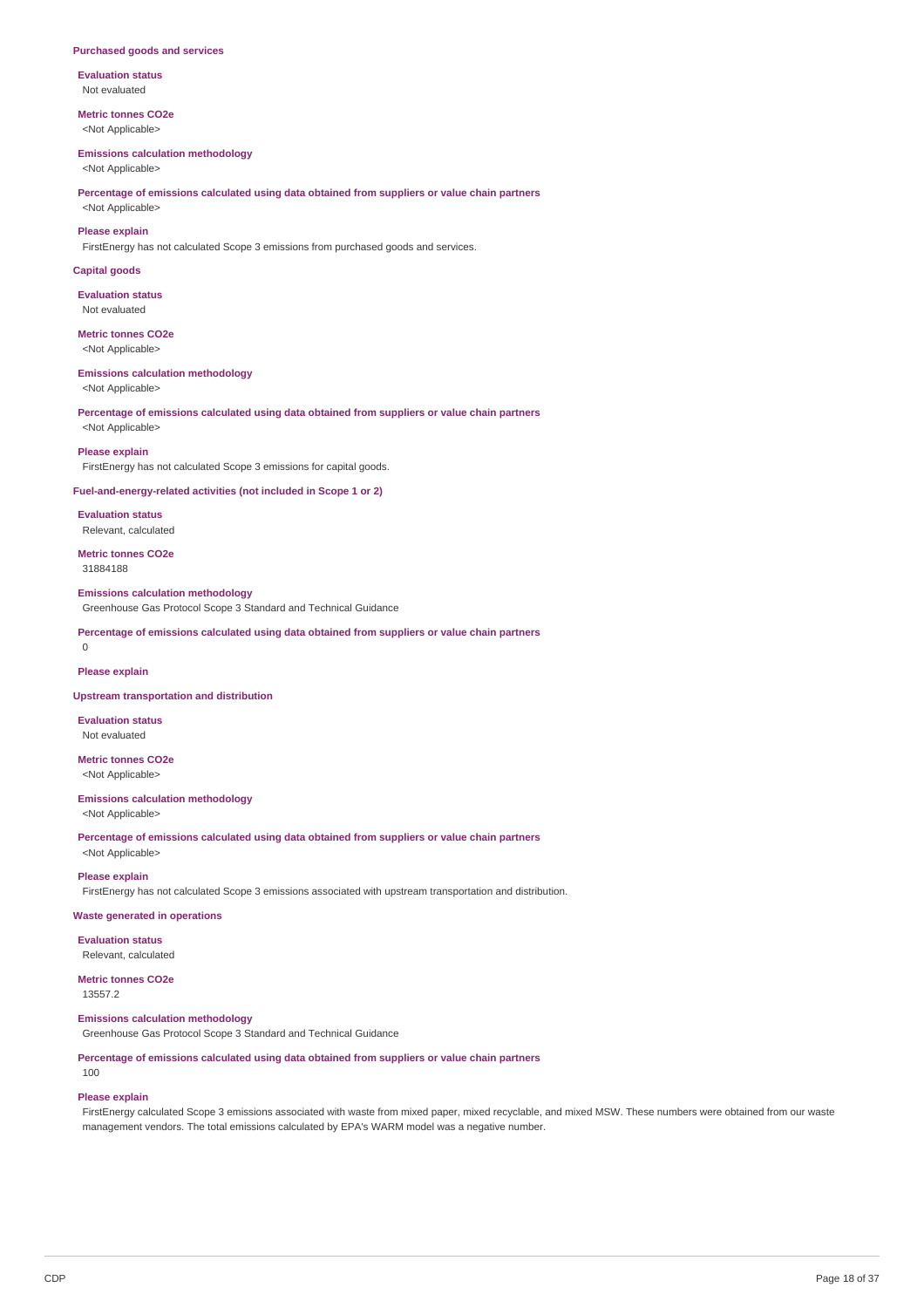### Purchased goods and services

**Evaluation status**
Not evaluated

**Metric tonnes CO2e**
<Not Applicable>

**Emissions calculation methodology**
<Not Applicable>

**Percentage of emissions calculated using data obtained from suppliers or value chain partners**
<Not Applicable>

**Please explain**
FirstEnergy has not calculated Scope 3 emissions from purchased goods and services.

### Capital goods

**Evaluation status**
Not evaluated

**Metric tonnes CO2e**
<Not Applicable>

**Emissions calculation methodology**
<Not Applicable>

**Percentage of emissions calculated using data obtained from suppliers or value chain partners**
<Not Applicable>

**Please explain**
FirstEnergy has not calculated Scope 3 emissions for capital goods.

### Fuel-and-energy-related activities (not included in Scope 1 or 2)

**Evaluation status**
Relevant, calculated

**Metric tonnes CO2e**
31884188

**Emissions calculation methodology**
Greenhouse Gas Protocol Scope 3 Standard and Technical Guidance

**Percentage of emissions calculated using data obtained from suppliers or value chain partners**
0

**Please explain**

### Upstream transportation and distribution

**Evaluation status**
Not evaluated

**Metric tonnes CO2e**
<Not Applicable>

**Emissions calculation methodology**
<Not Applicable>

**Percentage of emissions calculated using data obtained from suppliers or value chain partners**
<Not Applicable>

**Please explain**
FirstEnergy has not calculated Scope 3 emissions associated with upstream transportation and distribution.

### Waste generated in operations

**Evaluation status**
Relevant, calculated

**Metric tonnes CO2e**
13557.2

**Emissions calculation methodology**
Greenhouse Gas Protocol Scope 3 Standard and Technical Guidance

**Percentage of emissions calculated using data obtained from suppliers or value chain partners**
100

**Please explain**
FirstEnergy calculated Scope 3 emissions associated with waste from mixed paper, mixed recyclable, and mixed MSW. These numbers were obtained from our waste management vendors. The total emissions calculated by EPA's WARM model was a negative number.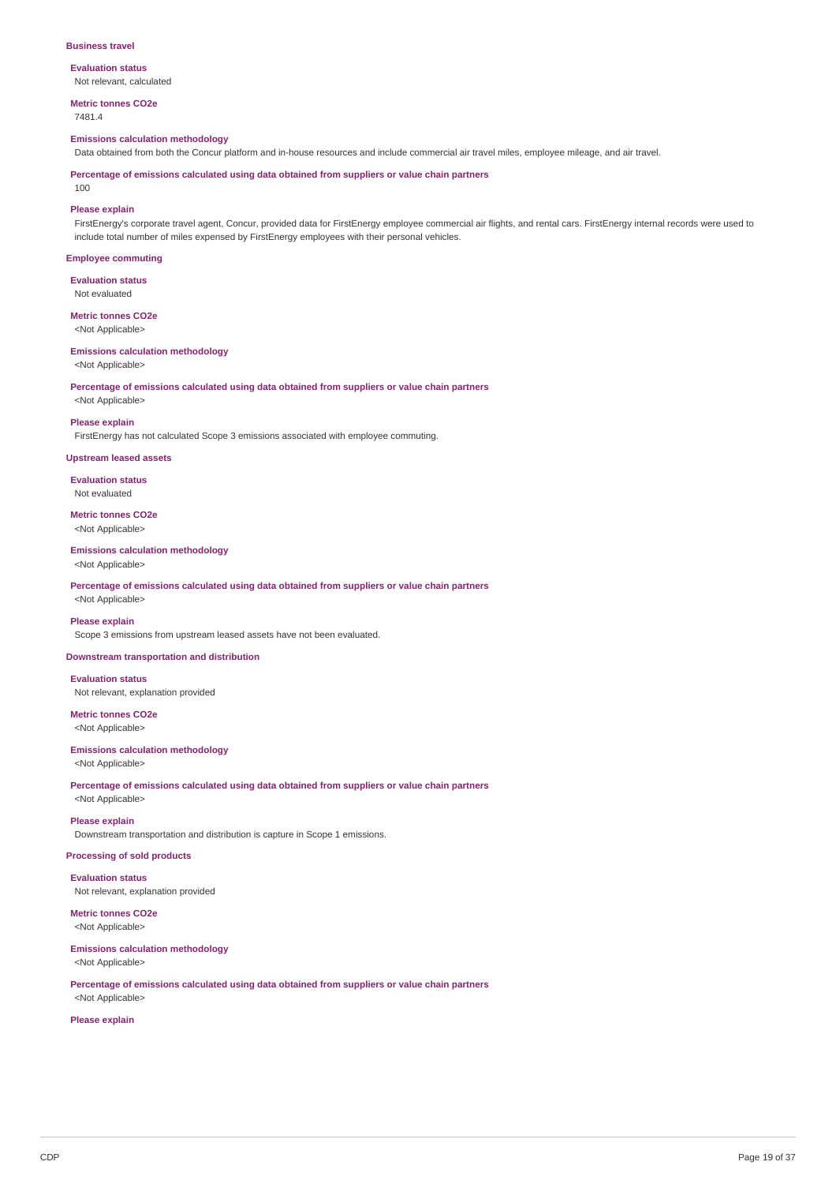### Business travel

**Evaluation status**
Not relevant, calculated

**Metric tonnes CO2e**
7481.4

**Emissions calculation methodology**
Data obtained from both the Concur platform and in-house resources and include commercial air travel miles, employee mileage, and air travel.

**Percentage of emissions calculated using data obtained from suppliers or value chain partners**
100

**Please explain**
FirstEnergy's corporate travel agent, Concur, provided data for FirstEnergy employee commercial air flights, and rental cars. FirstEnergy internal records were used to include total number of miles expensed by FirstEnergy employees with their personal vehicles.

### Employee commuting

**Evaluation status**
Not evaluated

**Metric tonnes CO2e**
<Not Applicable>

**Emissions calculation methodology**
<Not Applicable>

**Percentage of emissions calculated using data obtained from suppliers or value chain partners**
<Not Applicable>

**Please explain**
FirstEnergy has not calculated Scope 3 emissions associated with employee commuting.

### Upstream leased assets

**Evaluation status**
Not evaluated

**Metric tonnes CO2e**
<Not Applicable>

**Emissions calculation methodology**
<Not Applicable>

**Percentage of emissions calculated using data obtained from suppliers or value chain partners**
<Not Applicable>

**Please explain**
Scope 3 emissions from upstream leased assets have not been evaluated.

### Downstream transportation and distribution

**Evaluation status**
Not relevant, explanation provided

**Metric tonnes CO2e**
<Not Applicable>

**Emissions calculation methodology**
<Not Applicable>

**Percentage of emissions calculated using data obtained from suppliers or value chain partners**
<Not Applicable>

**Please explain**
Downstream transportation and distribution is capture in Scope 1 emissions.

### Processing of sold products

**Evaluation status**
Not relevant, explanation provided

**Metric tonnes CO2e**
<Not Applicable>

**Emissions calculation methodology**
<Not Applicable>

**Percentage of emissions calculated using data obtained from suppliers or value chain partners**
<Not Applicable>

**Please explain**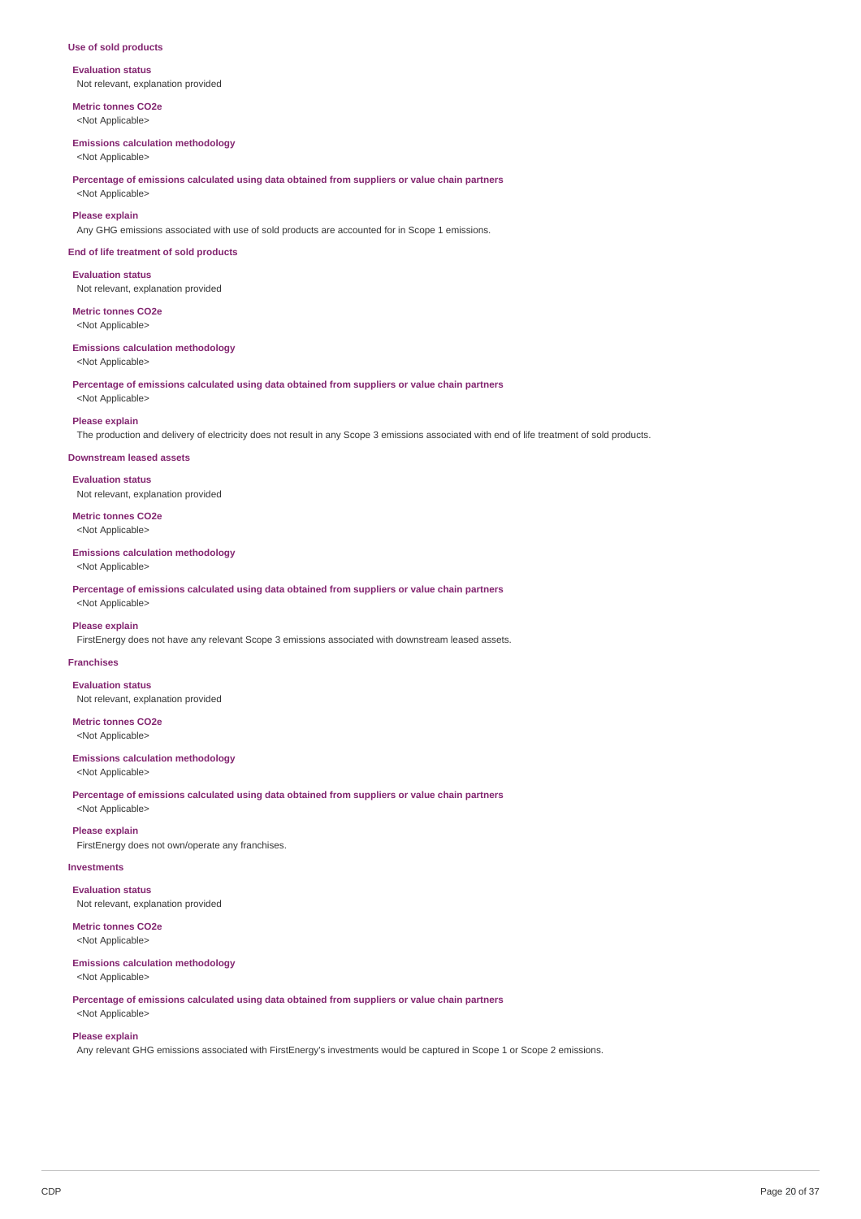**Use of sold products**

**Evaluation status**
Not relevant, explanation provided

**Metric tonnes CO2e**
<Not Applicable>

**Emissions calculation methodology**
<Not Applicable>

**Percentage of emissions calculated using data obtained from suppliers or value chain partners**
<Not Applicable>

**Please explain**
Any GHG emissions associated with use of sold products are accounted for in Scope 1 emissions.

**End of life treatment of sold products**

**Evaluation status**
Not relevant, explanation provided

**Metric tonnes CO2e**
<Not Applicable>

**Emissions calculation methodology**
<Not Applicable>

**Percentage of emissions calculated using data obtained from suppliers or value chain partners**
<Not Applicable>

**Please explain**
The production and delivery of electricity does not result in any Scope 3 emissions associated with end of life treatment of sold products.

**Downstream leased assets**

**Evaluation status**
Not relevant, explanation provided

**Metric tonnes CO2e**
<Not Applicable>

**Emissions calculation methodology**
<Not Applicable>

**Percentage of emissions calculated using data obtained from suppliers or value chain partners**
<Not Applicable>

**Please explain**
FirstEnergy does not have any relevant Scope 3 emissions associated with downstream leased assets.

**Franchises**

**Evaluation status**
Not relevant, explanation provided

**Metric tonnes CO2e**
<Not Applicable>

**Emissions calculation methodology**
<Not Applicable>

**Percentage of emissions calculated using data obtained from suppliers or value chain partners**
<Not Applicable>

**Please explain**
FirstEnergy does not own/operate any franchises.

**Investments**

**Evaluation status**
Not relevant, explanation provided

**Metric tonnes CO2e**
<Not Applicable>

**Emissions calculation methodology**
<Not Applicable>

**Percentage of emissions calculated using data obtained from suppliers or value chain partners**
<Not Applicable>

**Please explain**
Any relevant GHG emissions associated with FirstEnergy's investments would be captured in Scope 1 or Scope 2 emissions.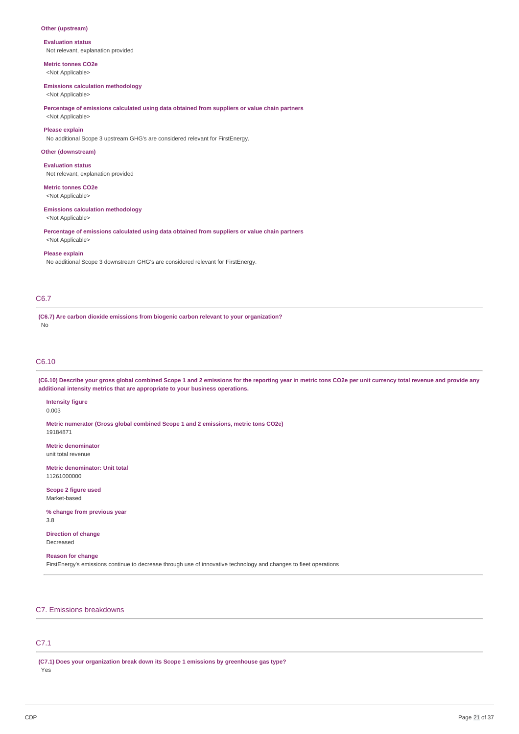**Other (upstream)**

**Evaluation status**
Not relevant, explanation provided

**Metric tonnes CO2e**
<Not Applicable>

**Emissions calculation methodology**
<Not Applicable>

**Percentage of emissions calculated using data obtained from suppliers or value chain partners**
<Not Applicable>

**Please explain**
No additional Scope 3 upstream GHG's are considered relevant for FirstEnergy.

**Other (downstream)**

**Evaluation status**
Not relevant, explanation provided

**Metric tonnes CO2e**
<Not Applicable>

**Emissions calculation methodology**
<Not Applicable>

**Percentage of emissions calculated using data obtained from suppliers or value chain partners**
<Not Applicable>

**Please explain**
No additional Scope 3 downstream GHG's are considered relevant for FirstEnergy.

## C6.7

**(C6.7) Are carbon dioxide emissions from biogenic carbon relevant to your organization?**
No

## C6.10

**(C6.10) Describe your gross global combined Scope 1 and 2 emissions for the reporting year in metric tons CO2e per unit currency total revenue and provide any additional intensity metrics that are appropriate to your business operations.**

**Intensity figure**
0.003

**Metric numerator (Gross global combined Scope 1 and 2 emissions, metric tons CO2e)**
19184871

**Metric denominator**
unit total revenue

**Metric denominator: Unit total**
11261000000

**Scope 2 figure used**
Market-based

**% change from previous year**
3.8

**Direction of change**
Decreased

**Reason for change**
FirstEnergy's emissions continue to decrease through use of innovative technology and changes to fleet operations

# C7. Emissions breakdowns

## C7.1

**(C7.1) Does your organization break down its Scope 1 emissions by greenhouse gas type?**
Yes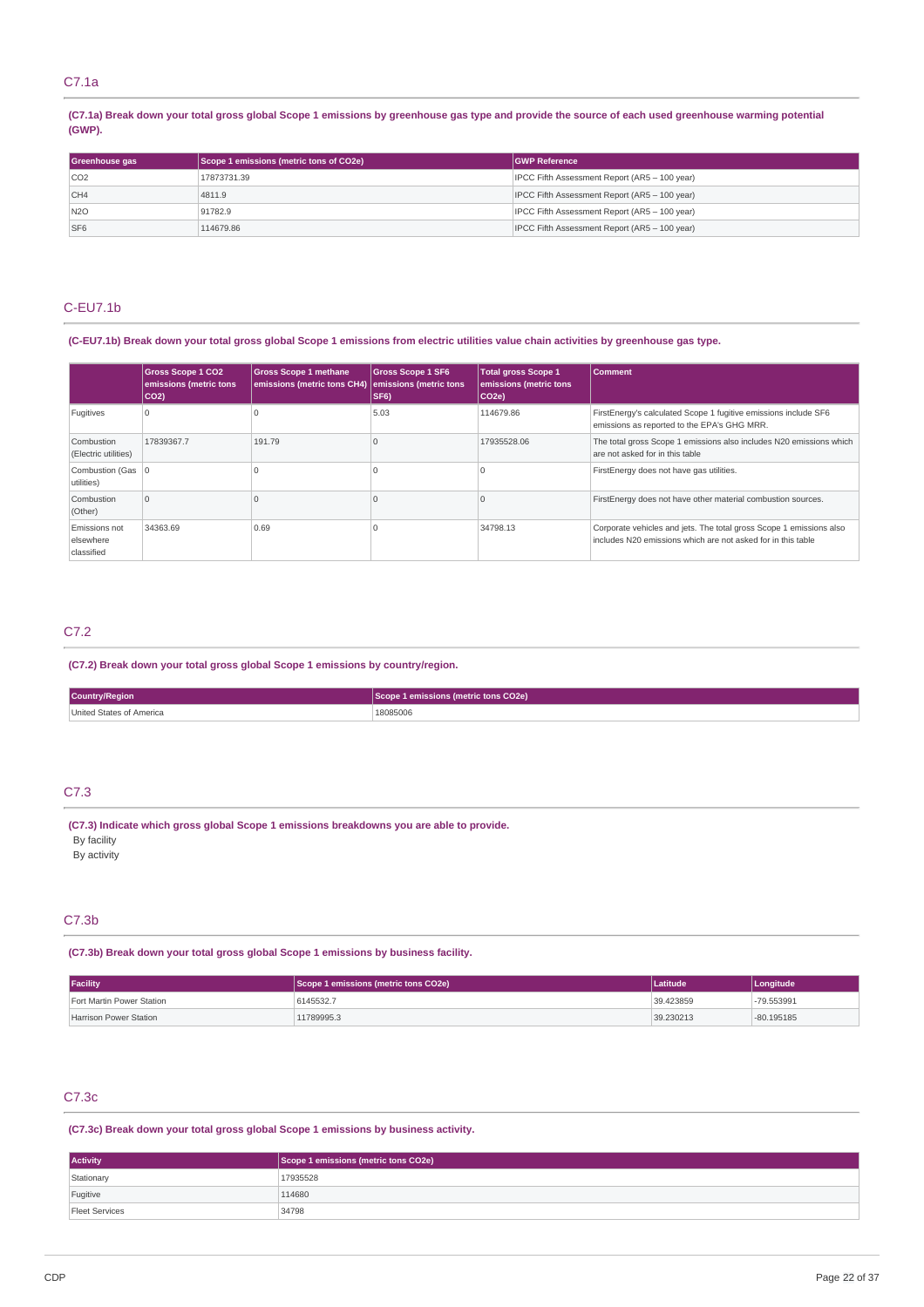## C7.1a

**(C7.1a) Break down your total gross global Scope 1 emissions by greenhouse gas type and provide the source of each used greenhouse warming potential (GWP).**

| Greenhouse gas | Scope 1 emissions (metric tons of CO2e) | GWP Reference |
|---|---|---|
| CO2 | 17873731.39 | IPCC Fifth Assessment Report (AR5 – 100 year) |
| CH4 | 4811.9 | IPCC Fifth Assessment Report (AR5 – 100 year) |
| N2O | 91782.9 | IPCC Fifth Assessment Report (AR5 – 100 year) |
| SF6 | 114679.86 | IPCC Fifth Assessment Report (AR5 – 100 year) |

## C-EU7.1b

**(C-EU7.1b) Break down your total gross global Scope 1 emissions from electric utilities value chain activities by greenhouse gas type.**

| | Gross Scope 1 CO2 emissions (metric tons CO2) | Gross Scope 1 methane emissions (metric tons CH4) | Gross Scope 1 SF6 emissions (metric tons SF6) | Total gross Scope 1 emissions (metric tons CO2e) | Comment |
|---|---|---|---|---|---|
| Fugitives | 0 | 0 | 5.03 | 114679.86 | FirstEnergy's calculated Scope 1 fugitive emissions include SF6 emissions as reported to the EPA's GHG MRR. |
| Combustion (Electric utilities) | 17839367.7 | 191.79 | 0 | 17935528.06 | The total gross Scope 1 emissions also includes N20 emissions which are not asked for in this table |
| Combustion (Gas utilities) | 0 | 0 | 0 | 0 | FirstEnergy does not have gas utilities. |
| Combustion (Other) | 0 | 0 | 0 | 0 | FirstEnergy does not have other material combustion sources. |
| Emissions not elsewhere classified | 34363.69 | 0.69 | 0 | 34798.13 | Corporate vehicles and jets. The total gross Scope 1 emissions also includes N20 emissions which are not asked for in this table |

## C7.2

**(C7.2) Break down your total gross global Scope 1 emissions by country/region.**

| Country/Region | Scope 1 emissions (metric tons CO2e) |
|---|---|
| United States of America | 18085006 |

## C7.3

**(C7.3) Indicate which gross global Scope 1 emissions breakdowns you are able to provide.**

By facility
By activity

## C7.3b

**(C7.3b) Break down your total gross global Scope 1 emissions by business facility.**

| Facility | Scope 1 emissions (metric tons CO2e) | Latitude | Longitude |
|---|---|---|---|
| Fort Martin Power Station | 6145532.7 | 39.423859 | -79.553991 |
| Harrison Power Station | 11789995.3 | 39.230213 | -80.195185 |

## C7.3c

**(C7.3c) Break down your total gross global Scope 1 emissions by business activity.**

| Activity | Scope 1 emissions (metric tons CO2e) |
|---|---|
| Stationary | 17935528 |
| Fugitive | 114680 |
| Fleet Services | 34798 |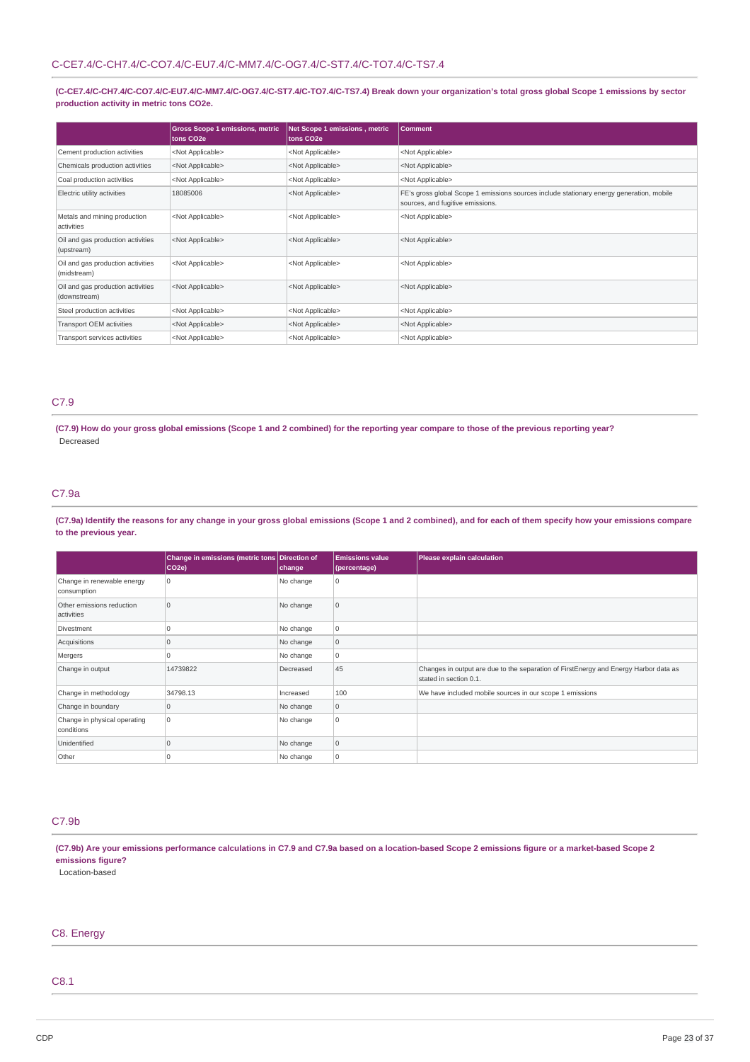## C-CE7.4/C-CH7.4/C-CO7.4/C-EU7.4/C-MM7.4/C-OG7.4/C-ST7.4/C-TO7.4/C-TS7.4

**(C-CE7.4/C-CH7.4/C-CO7.4/C-EU7.4/C-MM7.4/C-OG7.4/C-ST7.4/C-TO7.4/C-TS7.4) Break down your organization's total gross global Scope 1 emissions by sector production activity in metric tons CO2e.**

| | Gross Scope 1 emissions, metric tons CO2e | Net Scope 1 emissions , metric tons CO2e | Comment |
|---|---|---|---|
| Cement production activities | <Not Applicable> | <Not Applicable> | <Not Applicable> |
| Chemicals production activities | <Not Applicable> | <Not Applicable> | <Not Applicable> |
| Coal production activities | <Not Applicable> | <Not Applicable> | <Not Applicable> |
| Electric utility activities | 18085006 | <Not Applicable> | FE's gross global Scope 1 emissions sources include stationary energy generation, mobile sources, and fugitive emissions. |
| Metals and mining production activities | <Not Applicable> | <Not Applicable> | <Not Applicable> |
| Oil and gas production activities (upstream) | <Not Applicable> | <Not Applicable> | <Not Applicable> |
| Oil and gas production activities (midstream) | <Not Applicable> | <Not Applicable> | <Not Applicable> |
| Oil and gas production activities (downstream) | <Not Applicable> | <Not Applicable> | <Not Applicable> |
| Steel production activities | <Not Applicable> | <Not Applicable> | <Not Applicable> |
| Transport OEM activities | <Not Applicable> | <Not Applicable> | <Not Applicable> |
| Transport services activities | <Not Applicable> | <Not Applicable> | <Not Applicable> |

## C7.9

**(C7.9) How do your gross global emissions (Scope 1 and 2 combined) for the reporting year compare to those of the previous reporting year?**

Decreased

## C7.9a

**(C7.9a) Identify the reasons for any change in your gross global emissions (Scope 1 and 2 combined), and for each of them specify how your emissions compare to the previous year.**

| | Change in emissions (metric tons CO2e) | Direction of change | Emissions value (percentage) | Please explain calculation |
|---|---|---|---|---|
| Change in renewable energy consumption | 0 | No change | 0 | |
| Other emissions reduction activities | 0 | No change | 0 | |
| Divestment | 0 | No change | 0 | |
| Acquisitions | 0 | No change | 0 | |
| Mergers | 0 | No change | 0 | |
| Change in output | 14739822 | Decreased | 45 | Changes in output are due to the separation of FirstEnergy and Energy Harbor data as stated in section 0.1. |
| Change in methodology | 34798.13 | Increased | 100 | We have included mobile sources in our scope 1 emissions |
| Change in boundary | 0 | No change | 0 | |
| Change in physical operating conditions | 0 | No change | 0 | |
| Unidentified | 0 | No change | 0 | |
| Other | 0 | No change | 0 | |

## C7.9b

**(C7.9b) Are your emissions performance calculations in C7.9 and C7.9a based on a location-based Scope 2 emissions figure or a market-based Scope 2 emissions figure?**

Location-based

# C8. Energy

## C8.1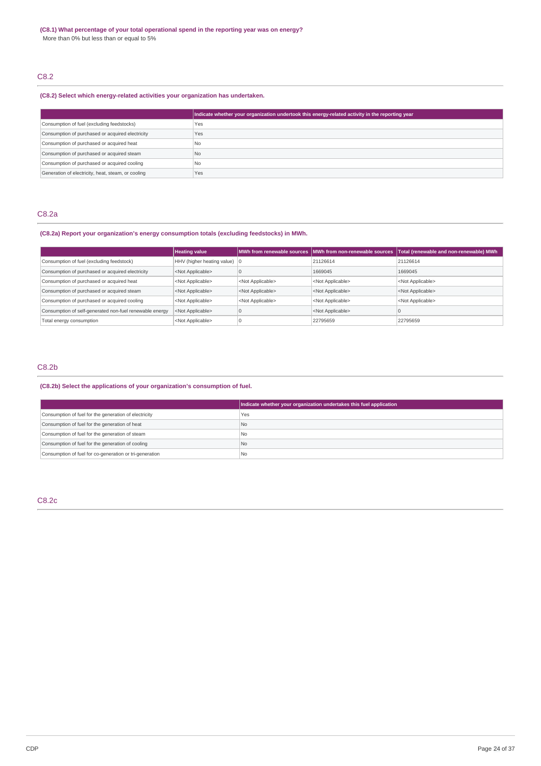**(C8.1) What percentage of your total operational spend in the reporting year was on energy?**

More than 0% but less than or equal to 5%

## C8.2

**(C8.2) Select which energy-related activities your organization has undertaken.**

| | Indicate whether your organization undertook this energy-related activity in the reporting year |
|---|---|
| Consumption of fuel (excluding feedstocks) | Yes |
| Consumption of purchased or acquired electricity | Yes |
| Consumption of purchased or acquired heat | No |
| Consumption of purchased or acquired steam | No |
| Consumption of purchased or acquired cooling | No |
| Generation of electricity, heat, steam, or cooling | Yes |

## C8.2a

**(C8.2a) Report your organization's energy consumption totals (excluding feedstocks) in MWh.**

| | Heating value | MWh from renewable sources | MWh from non-renewable sources | Total (renewable and non-renewable) MWh |
|---|---|---|---|---|
| Consumption of fuel (excluding feedstock) | HHV (higher heating value) | 0 | 21126614 | 21126614 |
| Consumption of purchased or acquired electricity | <Not Applicable> | 0 | 1669045 | 1669045 |
| Consumption of purchased or acquired heat | <Not Applicable> | <Not Applicable> | <Not Applicable> | <Not Applicable> |
| Consumption of purchased or acquired steam | <Not Applicable> | <Not Applicable> | <Not Applicable> | <Not Applicable> |
| Consumption of purchased or acquired cooling | <Not Applicable> | <Not Applicable> | <Not Applicable> | <Not Applicable> |
| Consumption of self-generated non-fuel renewable energy | <Not Applicable> | 0 | <Not Applicable> | 0 |
| Total energy consumption | <Not Applicable> | 0 | 22795659 | 22795659 |

## C8.2b

**(C8.2b) Select the applications of your organization's consumption of fuel.**

| | Indicate whether your organization undertakes this fuel application |
|---|---|
| Consumption of fuel for the generation of electricity | Yes |
| Consumption of fuel for the generation of heat | No |
| Consumption of fuel for the generation of steam | No |
| Consumption of fuel for the generation of cooling | No |
| Consumption of fuel for co-generation or tri-generation | No |

## C8.2c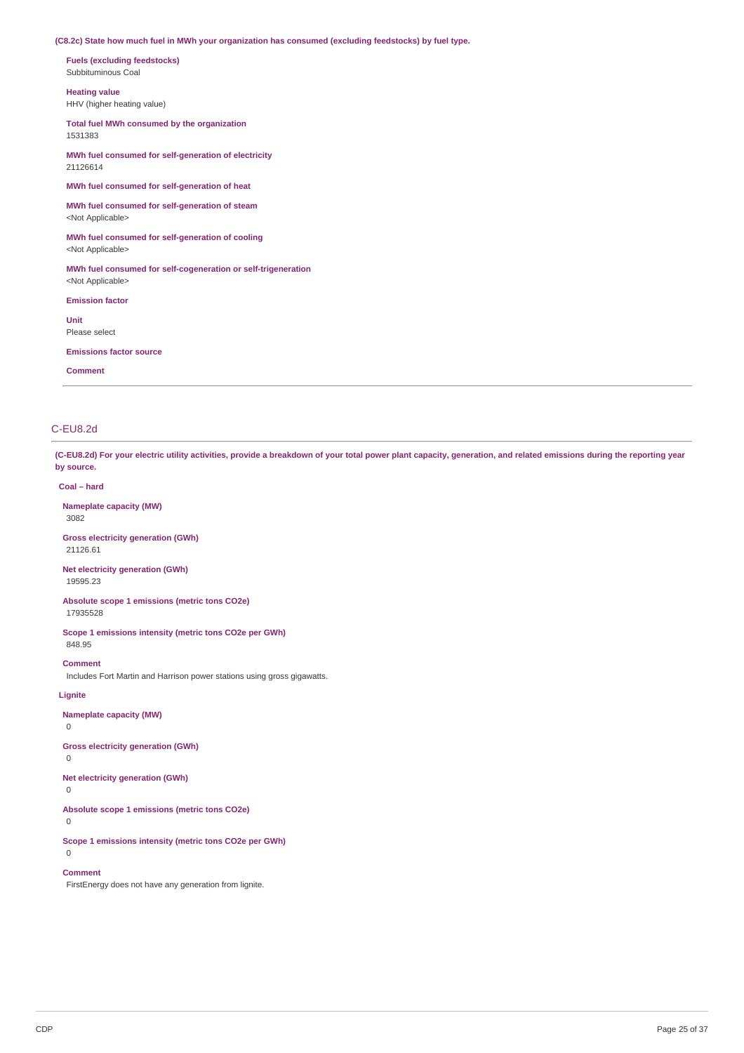**(C8.2c) State how much fuel in MWh your organization has consumed (excluding feedstocks) by fuel type.**

**Fuels (excluding feedstocks)**
Subbituminous Coal

**Heating value**
HHV (higher heating value)

**Total fuel MWh consumed by the organization**
1531383

**MWh fuel consumed for self-generation of electricity**
21126614

**MWh fuel consumed for self-generation of heat**

**MWh fuel consumed for self-generation of steam**
<Not Applicable>

**MWh fuel consumed for self-generation of cooling**
<Not Applicable>

**MWh fuel consumed for self-cogeneration or self-trigeneration**
<Not Applicable>

**Emission factor**

**Unit**
Please select

**Emissions factor source**

**Comment**

---

## C-EU8.2d

**(C-EU8.2d) For your electric utility activities, provide a breakdown of your total power plant capacity, generation, and related emissions during the reporting year by source.**

**Coal – hard**

**Nameplate capacity (MW)**
3082

**Gross electricity generation (GWh)**
21126.61

**Net electricity generation (GWh)**
19595.23

**Absolute scope 1 emissions (metric tons CO2e)**
17935528

**Scope 1 emissions intensity (metric tons CO2e per GWh)**
848.95

**Comment**
Includes Fort Martin and Harrison power stations using gross gigawatts.

**Lignite**

**Nameplate capacity (MW)**
0

**Gross electricity generation (GWh)**
0

**Net electricity generation (GWh)**
0

**Absolute scope 1 emissions (metric tons CO2e)**
0

**Scope 1 emissions intensity (metric tons CO2e per GWh)**
0

**Comment**
FirstEnergy does not have any generation from lignite.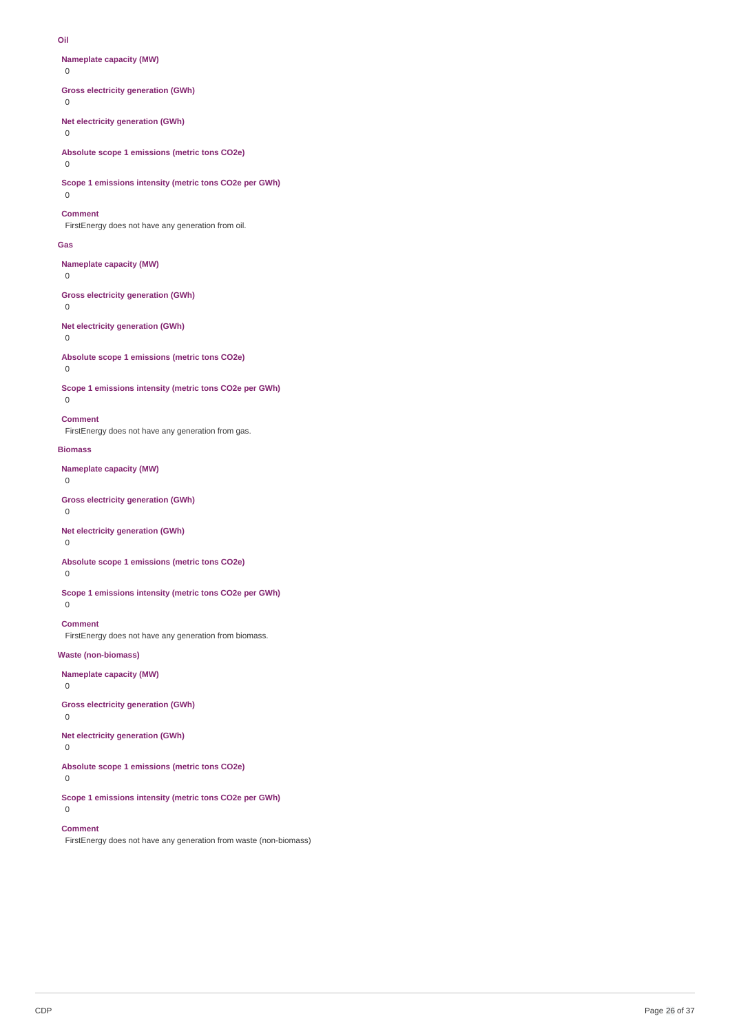**Oil**

**Nameplate capacity (MW)**
0

**Gross electricity generation (GWh)**
0

**Net electricity generation (GWh)**
0

**Absolute scope 1 emissions (metric tons CO2e)**
0

**Scope 1 emissions intensity (metric tons CO2e per GWh)**
0

**Comment**
FirstEnergy does not have any generation from oil.

**Gas**

**Nameplate capacity (MW)**
0

**Gross electricity generation (GWh)**
0

**Net electricity generation (GWh)**
0

**Absolute scope 1 emissions (metric tons CO2e)**
0

**Scope 1 emissions intensity (metric tons CO2e per GWh)**
0

**Comment**
FirstEnergy does not have any generation from gas.

**Biomass**

**Nameplate capacity (MW)**
0

**Gross electricity generation (GWh)**
0

**Net electricity generation (GWh)**
0

**Absolute scope 1 emissions (metric tons CO2e)**
0

**Scope 1 emissions intensity (metric tons CO2e per GWh)**
0

**Comment**
FirstEnergy does not have any generation from biomass.

**Waste (non-biomass)**

**Nameplate capacity (MW)**
0

**Gross electricity generation (GWh)**
0

**Net electricity generation (GWh)**
0

**Absolute scope 1 emissions (metric tons CO2e)**
0

**Scope 1 emissions intensity (metric tons CO2e per GWh)**
0

**Comment**
FirstEnergy does not have any generation from waste (non-biomass)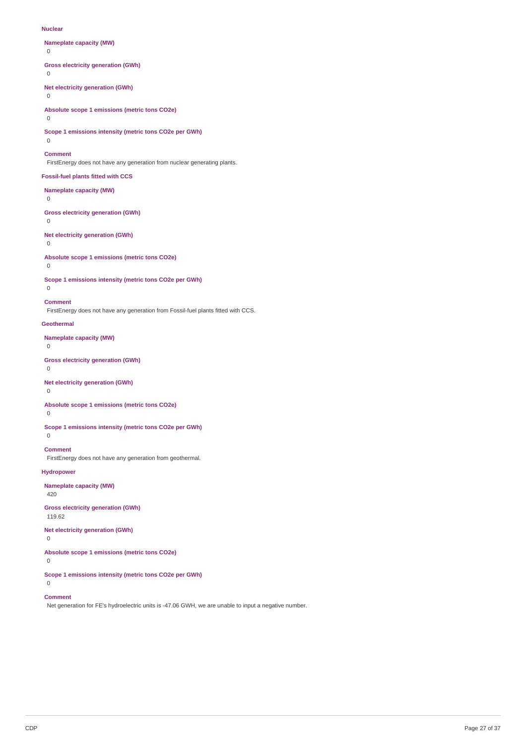**Nuclear**

**Nameplate capacity (MW)**

0

**Gross electricity generation (GWh)**

0

**Net electricity generation (GWh)**

0

**Absolute scope 1 emissions (metric tons CO2e)**

0

**Scope 1 emissions intensity (metric tons CO2e per GWh)**

0

**Comment**

FirstEnergy does not have any generation from nuclear generating plants.

**Fossil-fuel plants fitted with CCS**

**Nameplate capacity (MW)**

0

**Gross electricity generation (GWh)**

0

**Net electricity generation (GWh)**

0

**Absolute scope 1 emissions (metric tons CO2e)**

0

**Scope 1 emissions intensity (metric tons CO2e per GWh)**

0

**Comment**

FirstEnergy does not have any generation from Fossil-fuel plants fitted with CCS.

**Geothermal**

**Nameplate capacity (MW)**

0

**Gross electricity generation (GWh)**

0

**Net electricity generation (GWh)**

0

**Absolute scope 1 emissions (metric tons CO2e)**

0

**Scope 1 emissions intensity (metric tons CO2e per GWh)**

0

**Comment**

FirstEnergy does not have any generation from geothermal.

**Hydropower**

**Nameplate capacity (MW)**

420

**Gross electricity generation (GWh)**

119.62

**Net electricity generation (GWh)**

0

**Absolute scope 1 emissions (metric tons CO2e)**

0

**Scope 1 emissions intensity (metric tons CO2e per GWh)**

0

**Comment**

Net generation for FE's hydroelectric units is -47.06 GWH, we are unable to input a negative number.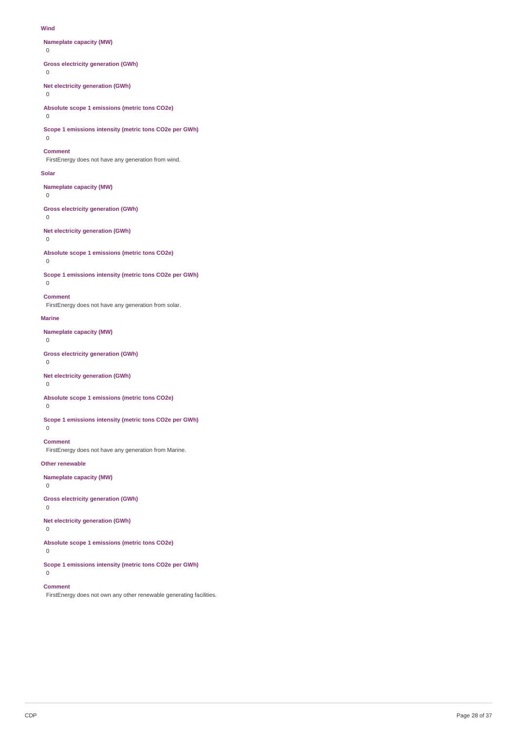**Wind**

**Nameplate capacity (MW)**

0

**Gross electricity generation (GWh)**

0

**Net electricity generation (GWh)**

0

**Absolute scope 1 emissions (metric tons CO2e)**

0

**Scope 1 emissions intensity (metric tons CO2e per GWh)**

0

**Comment**

FirstEnergy does not have any generation from wind.

**Solar**

**Nameplate capacity (MW)**

0

**Gross electricity generation (GWh)**

0

**Net electricity generation (GWh)**

0

**Absolute scope 1 emissions (metric tons CO2e)**

0

**Scope 1 emissions intensity (metric tons CO2e per GWh)**

0

**Comment**

FirstEnergy does not have any generation from solar.

**Marine**

**Nameplate capacity (MW)**

0

**Gross electricity generation (GWh)**

0

**Net electricity generation (GWh)**

0

**Absolute scope 1 emissions (metric tons CO2e)**

0

**Scope 1 emissions intensity (metric tons CO2e per GWh)**

0

**Comment**

FirstEnergy does not have any generation from Marine.

**Other renewable**

**Nameplate capacity (MW)**

0

**Gross electricity generation (GWh)**

0

**Net electricity generation (GWh)**

0

**Absolute scope 1 emissions (metric tons CO2e)**

0

**Scope 1 emissions intensity (metric tons CO2e per GWh)**

0

**Comment**

FirstEnergy does not own any other renewable generating facilities.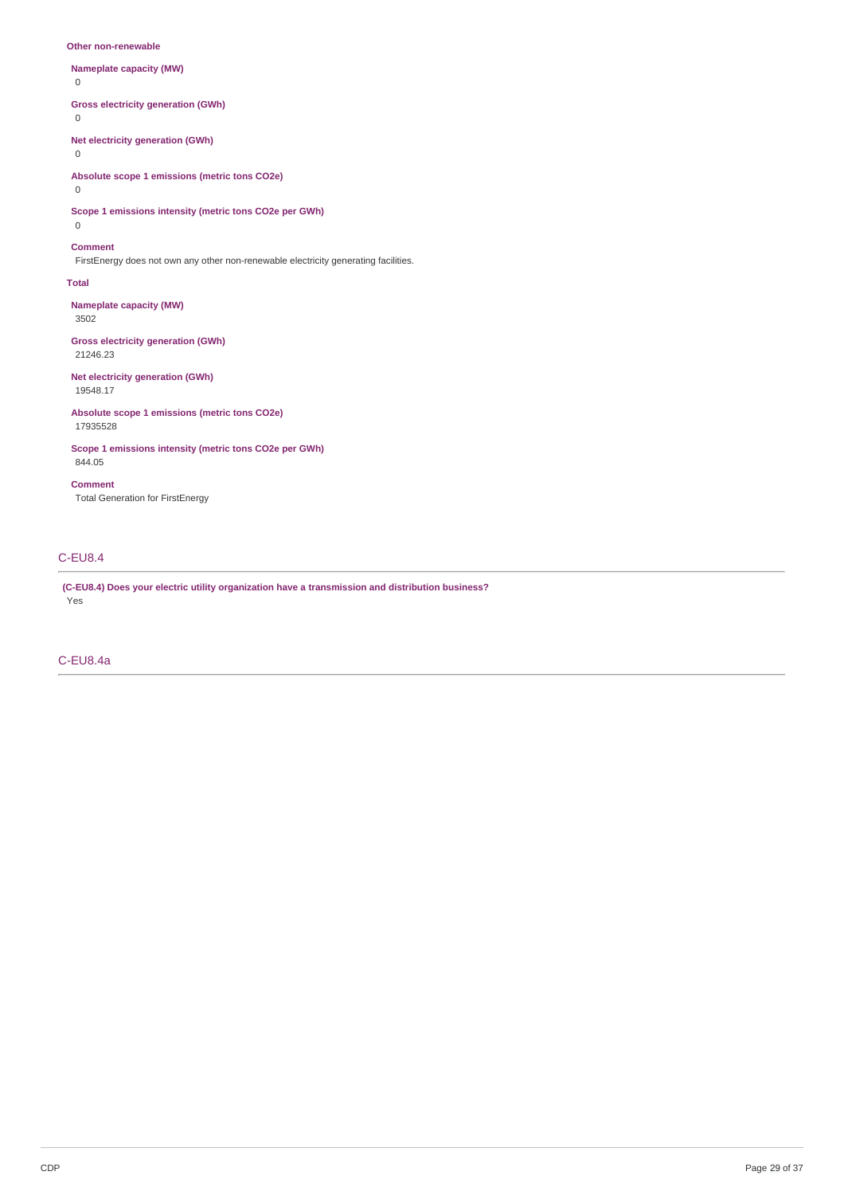**Other non-renewable**

**Nameplate capacity (MW)**
0

**Gross electricity generation (GWh)**
0

**Net electricity generation (GWh)**
0

**Absolute scope 1 emissions (metric tons CO2e)**
0

**Scope 1 emissions intensity (metric tons CO2e per GWh)**
0

**Comment**
FirstEnergy does not own any other non-renewable electricity generating facilities.

**Total**

**Nameplate capacity (MW)**
3502

**Gross electricity generation (GWh)**
21246.23

**Net electricity generation (GWh)**
19548.17

**Absolute scope 1 emissions (metric tons CO2e)**
17935528

**Scope 1 emissions intensity (metric tons CO2e per GWh)**
844.05

**Comment**
Total Generation for FirstEnergy

## C-EU8.4

**(C-EU8.4) Does your electric utility organization have a transmission and distribution business?**
Yes

## C-EU8.4a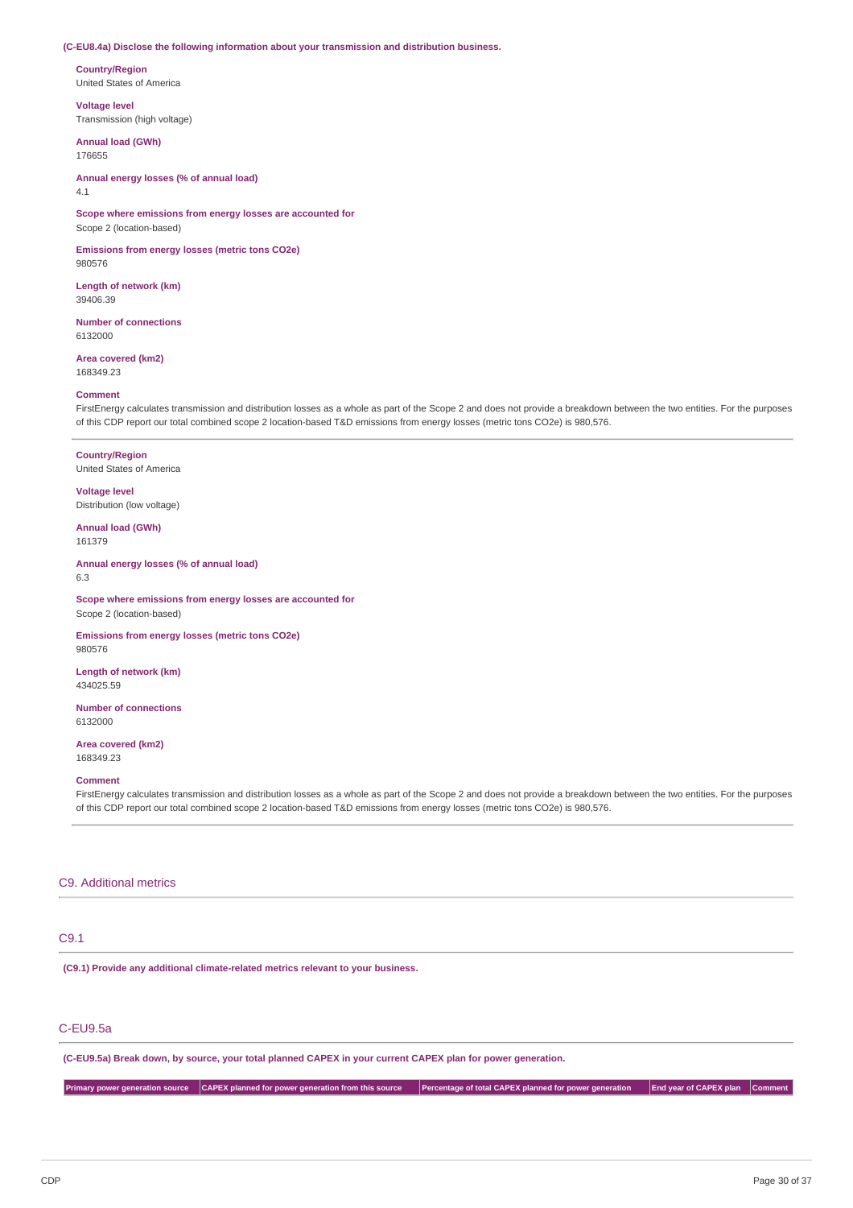**(C-EU8.4a) Disclose the following information about your transmission and distribution business.**

**Country/Region**
United States of America

**Voltage level**
Transmission (high voltage)

**Annual load (GWh)**
176655

**Annual energy losses (% of annual load)**
4.1

**Scope where emissions from energy losses are accounted for**
Scope 2 (location-based)

**Emissions from energy losses (metric tons CO2e)**
980576

**Length of network (km)**
39406.39

**Number of connections**
6132000

**Area covered (km2)**
168349.23

**Comment**
FirstEnergy calculates transmission and distribution losses as a whole as part of the Scope 2 and does not provide a breakdown between the two entities. For the purposes of this CDP report our total combined scope 2 location-based T&D emissions from energy losses (metric tons CO2e) is 980,576.

---

**Country/Region**
United States of America

**Voltage level**
Distribution (low voltage)

**Annual load (GWh)**
161379

**Annual energy losses (% of annual load)**
6.3

**Scope where emissions from energy losses are accounted for**
Scope 2 (location-based)

**Emissions from energy losses (metric tons CO2e)**
980576

**Length of network (km)**
434025.59

**Number of connections**
6132000

**Area covered (km2)**
168349.23

**Comment**
FirstEnergy calculates transmission and distribution losses as a whole as part of the Scope 2 and does not provide a breakdown between the two entities. For the purposes of this CDP report our total combined scope 2 location-based T&D emissions from energy losses (metric tons CO2e) is 980,576.

## C9. Additional metrics

### C9.1

**(C9.1) Provide any additional climate-related metrics relevant to your business.**

### C-EU9.5a

**(C-EU9.5a) Break down, by source, your total planned CAPEX in your current CAPEX plan for power generation.**

| Primary power generation source | CAPEX planned for power generation from this source | Percentage of total CAPEX planned for power generation | End year of CAPEX plan | Comment |
|---|---|---|---|---|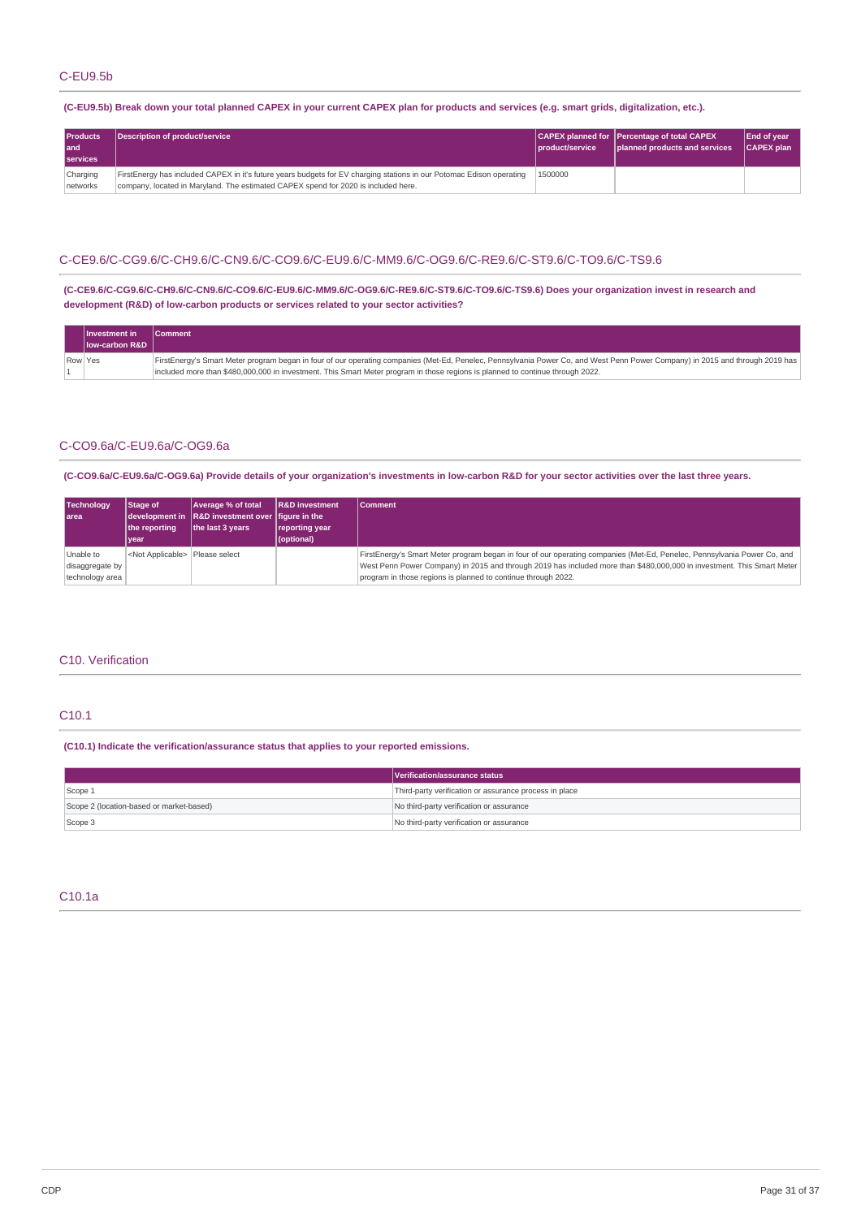## C-EU9.5b

**(C-EU9.5b) Break down your total planned CAPEX in your current CAPEX plan for products and services (e.g. smart grids, digitalization, etc.).**

| Products and services | Description of product/service | CAPEX planned for product/service | Percentage of total CAPEX planned products and services | End of year CAPEX plan |
|---|---|---|---|---|
| Charging networks | FirstEnergy has included CAPEX in it's future years budgets for EV charging stations in our Potomac Edison operating company, located in Maryland. The estimated CAPEX spend for 2020 is included here. | 1500000 | | |

## C-CE9.6/C-CG9.6/C-CH9.6/C-CN9.6/C-CO9.6/C-EU9.6/C-MM9.6/C-OG9.6/C-RE9.6/C-ST9.6/C-TO9.6/C-TS9.6

**(C-CE9.6/C-CG9.6/C-CH9.6/C-CN9.6/C-CO9.6/C-EU9.6/C-MM9.6/C-OG9.6/C-RE9.6/C-ST9.6/C-TO9.6/C-TS9.6) Does your organization invest in research and development (R&D) of low-carbon products or services related to your sector activities?**

| | Investment in low-carbon R&D | Comment |
|---|---|---|
| Row 1 | Yes | FirstEnergy's Smart Meter program began in four of our operating companies (Met-Ed, Penelec, Pennsylvania Power Co, and West Penn Power Company) in 2015 and through 2019 has included more than $480,000,000 in investment. This Smart Meter program in those regions is planned to continue through 2022. |

## C-CO9.6a/C-EU9.6a/C-OG9.6a

**(C-CO9.6a/C-EU9.6a/C-OG9.6a) Provide details of your organization's investments in low-carbon R&D for your sector activities over the last three years.**

| Technology area | Stage of development in the reporting year | Average % of total R&D investment over the last 3 years | R&D investment figure in the reporting year (optional) | Comment |
|---|---|---|---|---|
| Unable to disaggregate by technology area | <Not Applicable> | Please select | | FirstEnergy's Smart Meter program began in four of our operating companies (Met-Ed, Penelec, Pennsylvania Power Co, and West Penn Power Company) in 2015 and through 2019 has included more than $480,000,000 in investment. This Smart Meter program in those regions is planned to continue through 2022. |

# C10. Verification

## C10.1

**(C10.1) Indicate the verification/assurance status that applies to your reported emissions.**

| | Verification/assurance status |
|---|---|
| Scope 1 | Third-party verification or assurance process in place |
| Scope 2 (location-based or market-based) | No third-party verification or assurance |
| Scope 3 | No third-party verification or assurance |

## C10.1a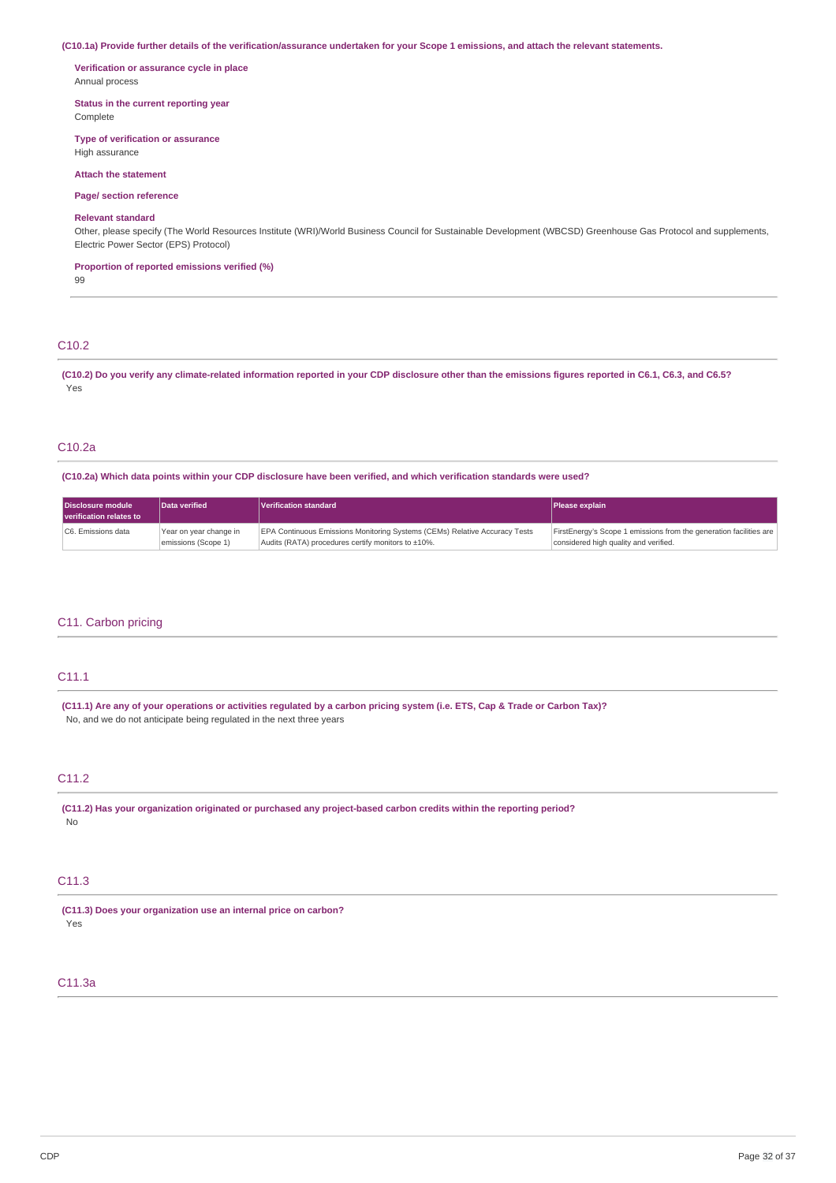**(C10.1a) Provide further details of the verification/assurance undertaken for your Scope 1 emissions, and attach the relevant statements.**

**Verification or assurance cycle in place**
Annual process

**Status in the current reporting year**
Complete

**Type of verification or assurance**
High assurance

**Attach the statement**

**Page/ section reference**

**Relevant standard**
Other, please specify (The World Resources Institute (WRI)/World Business Council for Sustainable Development (WBCSD) Greenhouse Gas Protocol and supplements, Electric Power Sector (EPS) Protocol)

**Proportion of reported emissions verified (%)**
99

## C10.2

**(C10.2) Do you verify any climate-related information reported in your CDP disclosure other than the emissions figures reported in C6.1, C6.3, and C6.5?**
Yes

## C10.2a

**(C10.2a) Which data points within your CDP disclosure have been verified, and which verification standards were used?**

| Disclosure module verification relates to | Data verified | Verification standard | Please explain |
|---|---|---|---|
| C6. Emissions data | Year on year change in emissions (Scope 1) | EPA Continuous Emissions Monitoring Systems (CEMs) Relative Accuracy Tests Audits (RATA) procedures certify monitors to ±10%. | FirstEnergy's Scope 1 emissions from the generation facilities are considered high quality and verified. |

# C11. Carbon pricing

## C11.1

**(C11.1) Are any of your operations or activities regulated by a carbon pricing system (i.e. ETS, Cap & Trade or Carbon Tax)?**
No, and we do not anticipate being regulated in the next three years

## C11.2

**(C11.2) Has your organization originated or purchased any project-based carbon credits within the reporting period?**
No

## C11.3

**(C11.3) Does your organization use an internal price on carbon?**
Yes

## C11.3a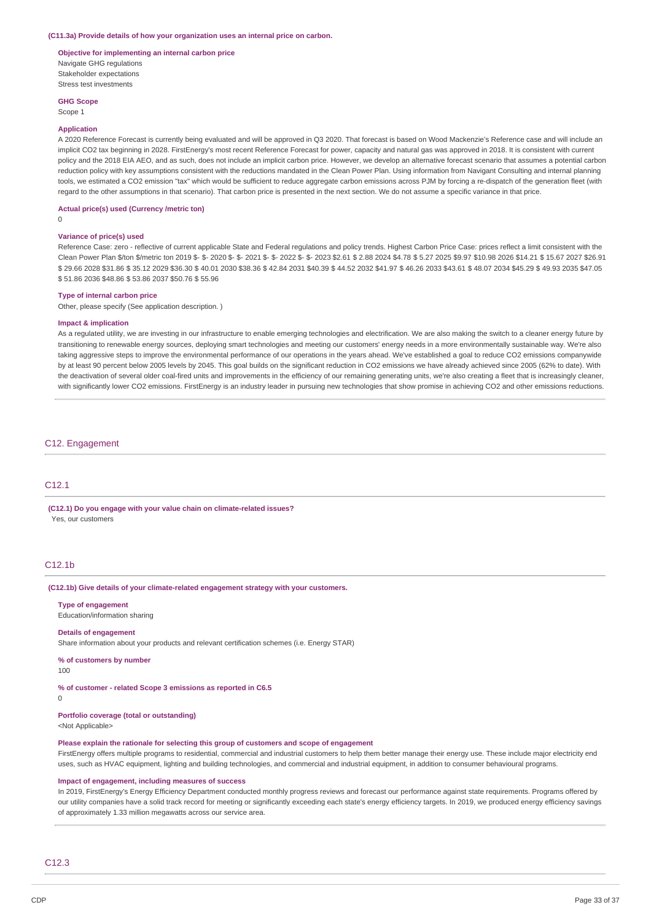**(C11.3a) Provide details of how your organization uses an internal price on carbon.**

**Objective for implementing an internal carbon price**

Navigate GHG regulations
Stakeholder expectations
Stress test investments

**GHG Scope**

Scope 1

**Application**

A 2020 Reference Forecast is currently being evaluated and will be approved in Q3 2020. That forecast is based on Wood Mackenzie's Reference case and will include an implicit CO2 tax beginning in 2028. FirstEnergy's most recent Reference Forecast for power, capacity and natural gas was approved in 2018. It is consistent with current policy and the 2018 EIA AEO, and as such, does not include an implicit carbon price. However, we develop an alternative forecast scenario that assumes a potential carbon reduction policy with key assumptions consistent with the reductions mandated in the Clean Power Plan. Using information from Navigant Consulting and internal planning tools, we estimated a CO2 emission "tax" which would be sufficient to reduce aggregate carbon emissions across PJM by forcing a re-dispatch of the generation fleet (with regard to the other assumptions in that scenario). That carbon price is presented in the next section. We do not assume a specific variance in that price.

**Actual price(s) used (Currency /metric ton)**

0

**Variance of price(s) used**

Reference Case: zero - reflective of current applicable State and Federal regulations and policy trends. Highest Carbon Price Case: prices reflect a limit consistent with the Clean Power Plan $/ton $/metric ton 2019 $- $- 2020 $- $- 2021 $- $- 2022 $- $- 2023 $2.61 $ 2.88 2024 $4.78 $ 5.27 2025 $9.97 $10.98 2026 $14.21 $ 15.67 2027 $26.91 $ 29.66 2028 $31.86 $ 35.12 2029 $36.30 $ 40.01 2030 $38.36 $ 42.84 2031 $40.39 $ 44.52 2032 $41.97 $ 46.26 2033 $43.61 $ 48.07 2034 $45.29 $ 49.93 2035 $47.05 $ 51.86 2036 $48.86 $ 53.86 2037 $50.76 $ 55.96

**Type of internal carbon price**

Other, please specify (See application description. )

**Impact & implication**

As a regulated utility, we are investing in our infrastructure to enable emerging technologies and electrification. We are also making the switch to a cleaner energy future by transitioning to renewable energy sources, deploying smart technologies and meeting our customers' energy needs in a more environmentally sustainable way. We're also taking aggressive steps to improve the environmental performance of our operations in the years ahead. We've established a goal to reduce CO2 emissions companywide by at least 90 percent below 2005 levels by 2045. This goal builds on the significant reduction in CO2 emissions we have already achieved since 2005 (62% to date). With the deactivation of several older coal-fired units and improvements in the efficiency of our remaining generating units, we're also creating a fleet that is increasingly cleaner, with significantly lower CO2 emissions. FirstEnergy is an industry leader in pursuing new technologies that show promise in achieving CO2 and other emissions reductions.

## C12. Engagement

### C12.1

**(C12.1) Do you engage with your value chain on climate-related issues?**

Yes, our customers

### C12.1b

**(C12.1b) Give details of your climate-related engagement strategy with your customers.**

**Type of engagement**

Education/information sharing

**Details of engagement**

Share information about your products and relevant certification schemes (i.e. Energy STAR)

**% of customers by number**

100

**% of customer - related Scope 3 emissions as reported in C6.5**

0

**Portfolio coverage (total or outstanding)**

<Not Applicable>

**Please explain the rationale for selecting this group of customers and scope of engagement**

FirstEnergy offers multiple programs to residential, commercial and industrial customers to help them better manage their energy use. These include major electricity end uses, such as HVAC equipment, lighting and building technologies, and commercial and industrial equipment, in addition to consumer behavioural programs.

**Impact of engagement, including measures of success**

In 2019, FirstEnergy's Energy Efficiency Department conducted monthly progress reviews and forecast our performance against state requirements. Programs offered by our utility companies have a solid track record for meeting or significantly exceeding each state's energy efficiency targets. In 2019, we produced energy efficiency savings of approximately 1.33 million megawatts across our service area.

### C12.3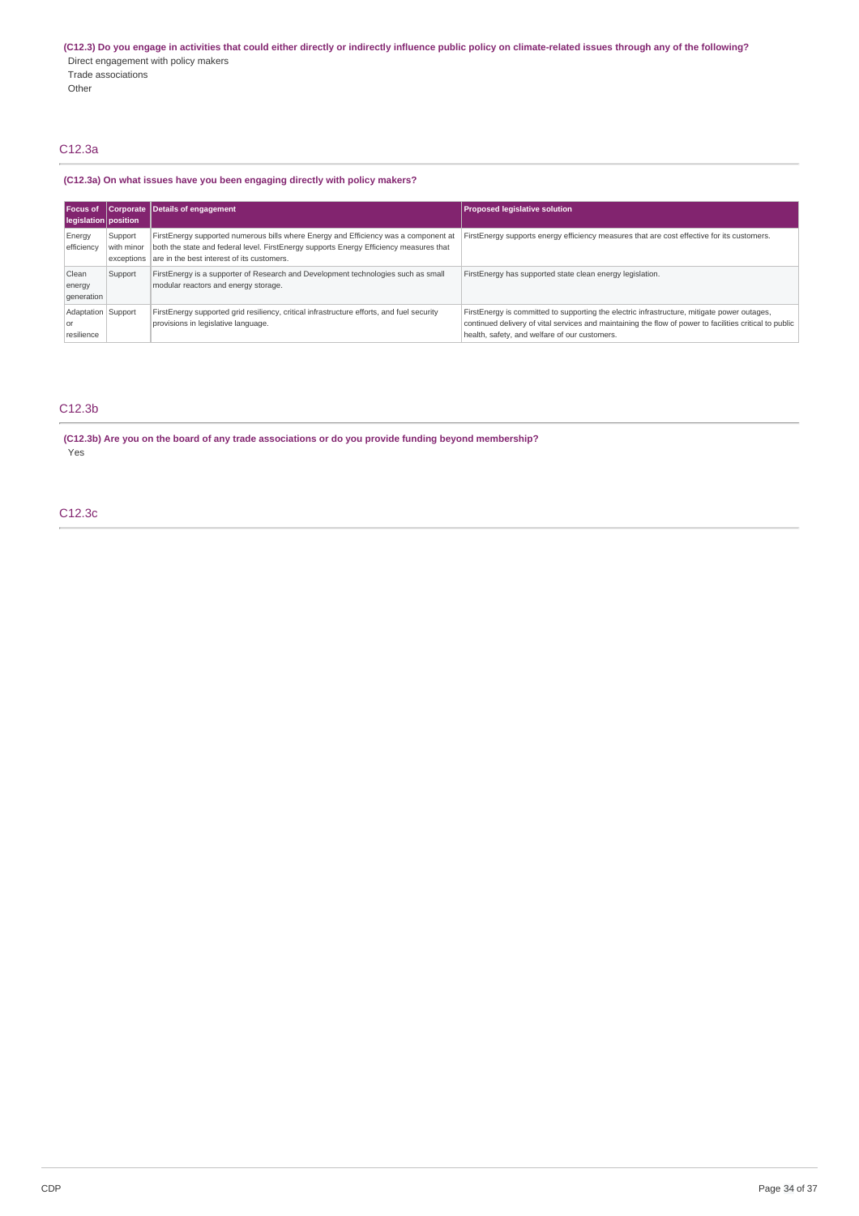**(C12.3) Do you engage in activities that could either directly or indirectly influence public policy on climate-related issues through any of the following?**

Direct engagement with policy makers

Trade associations

Other

## C12.3a

**(C12.3a) On what issues have you been engaging directly with policy makers?**

| Focus of legislation | Corporate position | Details of engagement | Proposed legislative solution |
|---|---|---|---|
| Energy efficiency | Support with minor exceptions | FirstEnergy supported numerous bills where Energy and Efficiency was a component at both the state and federal level. FirstEnergy supports Energy Efficiency measures that are in the best interest of its customers. | FirstEnergy supports energy efficiency measures that are cost effective for its customers. |
| Clean energy generation | Support | FirstEnergy is a supporter of Research and Development technologies such as small modular reactors and energy storage. | FirstEnergy has supported state clean energy legislation. |
| Adaptation or resilience | Support | FirstEnergy supported grid resiliency, critical infrastructure efforts, and fuel security provisions in legislative language. | FirstEnergy is committed to supporting the electric infrastructure, mitigate power outages, continued delivery of vital services and maintaining the flow of power to facilities critical to public health, safety, and welfare of our customers. |

## C12.3b

**(C12.3b) Are you on the board of any trade associations or do you provide funding beyond membership?**

Yes

## C12.3c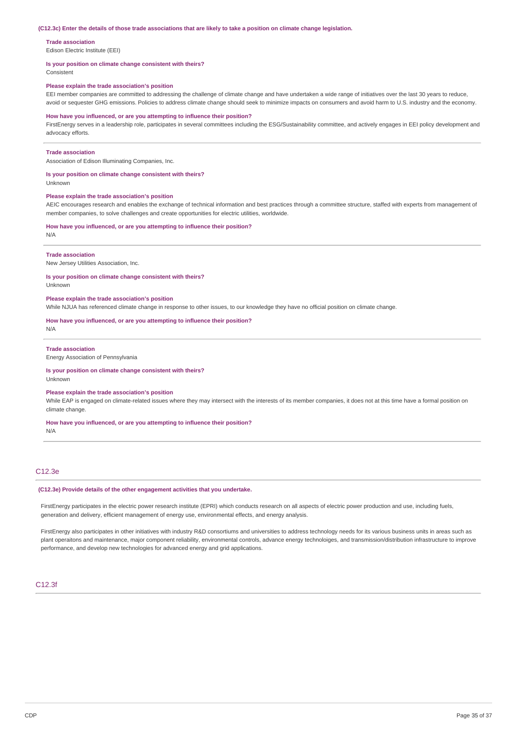**(C12.3c) Enter the details of those trade associations that are likely to take a position on climate change legislation.**

**Trade association**
Edison Electric Institute (EEI)

**Is your position on climate change consistent with theirs?**
Consistent

**Please explain the trade association's position**
EEI member companies are committed to addressing the challenge of climate change and have undertaken a wide range of initiatives over the last 30 years to reduce, avoid or sequester GHG emissions. Policies to address climate change should seek to minimize impacts on consumers and avoid harm to U.S. industry and the economy.

**How have you influenced, or are you attempting to influence their position?**
FirstEnergy serves in a leadership role, participates in several committees including the ESG/Sustainability committee, and actively engages in EEI policy development and advocacy efforts.

---

**Trade association**
Association of Edison Illuminating Companies, Inc.

**Is your position on climate change consistent with theirs?**
Unknown

**Please explain the trade association's position**
AEIC encourages research and enables the exchange of technical information and best practices through a committee structure, staffed with experts from management of member companies, to solve challenges and create opportunities for electric utilities, worldwide.

**How have you influenced, or are you attempting to influence their position?**
N/A

---

**Trade association**
New Jersey Utilities Association, Inc.

**Is your position on climate change consistent with theirs?**
Unknown

**Please explain the trade association's position**
While NJUA has referenced climate change in response to other issues, to our knowledge they have no official position on climate change.

**How have you influenced, or are you attempting to influence their position?**
N/A

---

**Trade association**
Energy Association of Pennsylvania

**Is your position on climate change consistent with theirs?**
Unknown

**Please explain the trade association's position**
While EAP is engaged on climate-related issues where they may intersect with the interests of its member companies, it does not at this time have a formal position on climate change.

**How have you influenced, or are you attempting to influence their position?**
N/A

---

## C12.3e

**(C12.3e) Provide details of the other engagement activities that you undertake.**

FirstEnergy participates in the electric power research institute (EPRI) which conducts research on all aspects of electric power production and use, including fuels, generation and delivery, efficient management of energy use, environmental effects, and energy analysis.

FirstEnergy also participates in other initiatives with industry R&D consortiums and universities to address technology needs for its various business units in areas such as plant operaitons and maintenance, major component reliability, environmental controls, advance energy technoloiges, and transmission/distribution infrastructure to improve performance, and develop new technologies for advanced energy and grid applications.

## C12.3f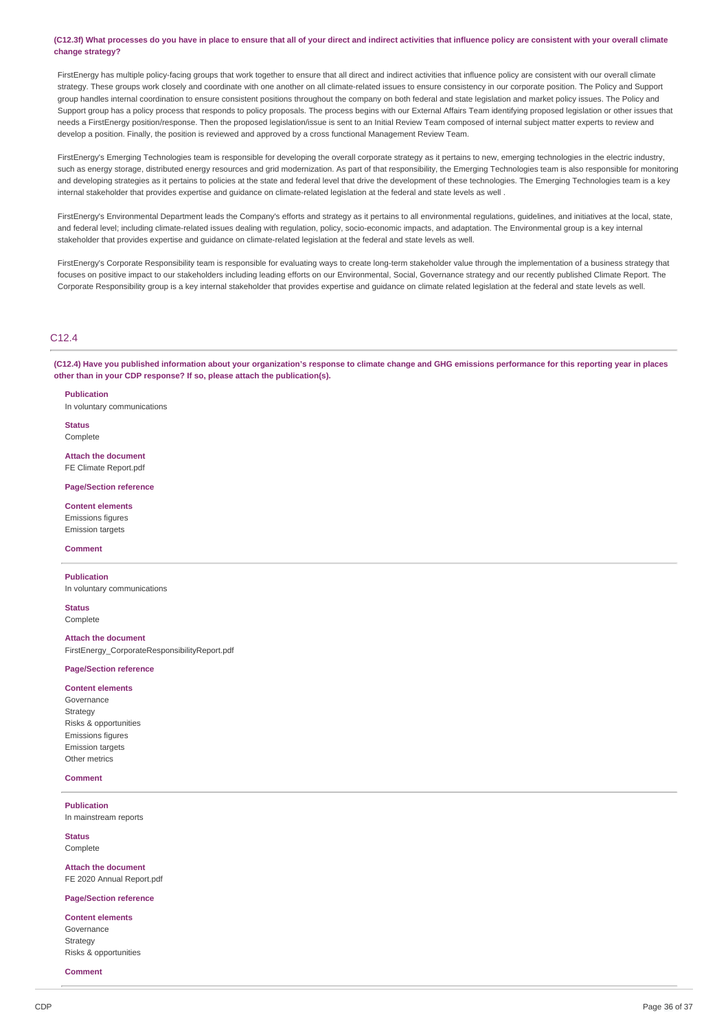**(C12.3f) What processes do you have in place to ensure that all of your direct and indirect activities that influence policy are consistent with your overall climate change strategy?**

FirstEnergy has multiple policy-facing groups that work together to ensure that all direct and indirect activities that influence policy are consistent with our overall climate strategy. These groups work closely and coordinate with one another on all climate-related issues to ensure consistency in our corporate position. The Policy and Support group handles internal coordination to ensure consistent positions throughout the company on both federal and state legislation and market policy issues. The Policy and Support group has a policy process that responds to policy proposals. The process begins with our External Affairs Team identifying proposed legislation or other issues that needs a FirstEnergy position/response. Then the proposed legislation/issue is sent to an Initial Review Team composed of internal subject matter experts to review and develop a position. Finally, the position is reviewed and approved by a cross functional Management Review Team.

FirstEnergy's Emerging Technologies team is responsible for developing the overall corporate strategy as it pertains to new, emerging technologies in the electric industry, such as energy storage, distributed energy resources and grid modernization. As part of that responsibility, the Emerging Technologies team is also responsible for monitoring and developing strategies as it pertains to policies at the state and federal level that drive the development of these technologies. The Emerging Technologies team is a key internal stakeholder that provides expertise and guidance on climate-related legislation at the federal and state levels as well .

FirstEnergy's Environmental Department leads the Company's efforts and strategy as it pertains to all environmental regulations, guidelines, and initiatives at the local, state, and federal level; including climate-related issues dealing with regulation, policy, socio-economic impacts, and adaptation. The Environmental group is a key internal stakeholder that provides expertise and guidance on climate-related legislation at the federal and state levels as well.

FirstEnergy's Corporate Responsibility team is responsible for evaluating ways to create long-term stakeholder value through the implementation of a business strategy that focuses on positive impact to our stakeholders including leading efforts on our Environmental, Social, Governance strategy and our recently published Climate Report. The Corporate Responsibility group is a key internal stakeholder that provides expertise and guidance on climate related legislation at the federal and state levels as well.

## C12.4

**(C12.4) Have you published information about your organization's response to climate change and GHG emissions performance for this reporting year in places other than in your CDP response? If so, please attach the publication(s).**

**Publication**
In voluntary communications

**Status**
Complete

**Attach the document**
FE Climate Report.pdf

**Page/Section reference**

**Content elements**
Emissions figures
Emission targets

**Comment**

---

**Publication**
In voluntary communications

**Status**
Complete

**Attach the document**
FirstEnergy_CorporateResponsibilityReport.pdf

**Page/Section reference**

**Content elements**
Governance
Strategy
Risks & opportunities
Emissions figures
Emission targets
Other metrics

**Comment**

---

**Publication**
In mainstream reports

**Status**
Complete

**Attach the document**
FE 2020 Annual Report.pdf

**Page/Section reference**

**Content elements**
Governance
Strategy
Risks & opportunities

**Comment**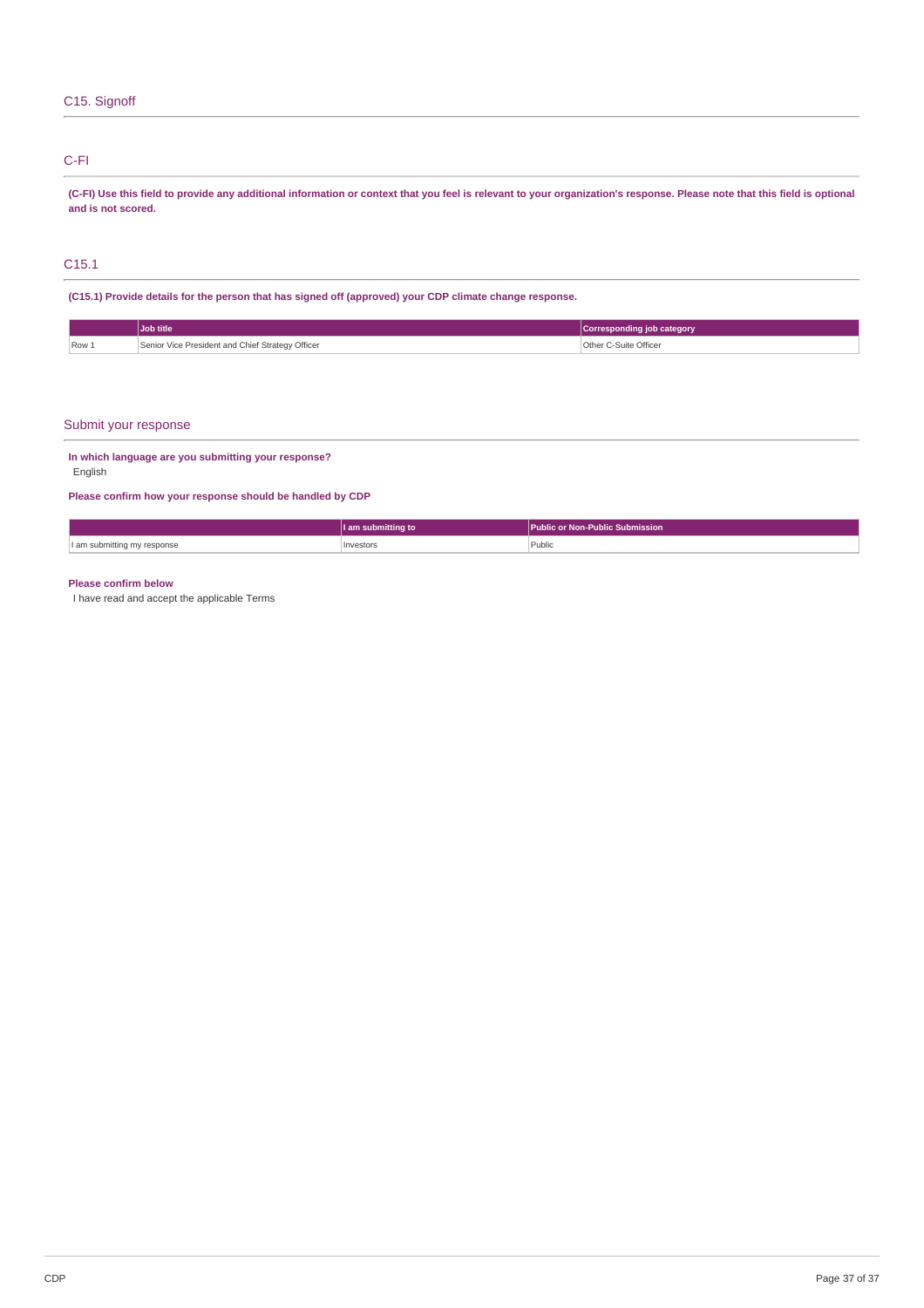## C15. Signoff

### C-FI

**(C-FI) Use this field to provide any additional information or context that you feel is relevant to your organization's response. Please note that this field is optional and is not scored.**

### C15.1

**(C15.1) Provide details for the person that has signed off (approved) your CDP climate change response.**

| | Job title | Corresponding job category |
|---|---|---|
| Row 1 | Senior Vice President and Chief Strategy Officer | Other C-Suite Officer |

## Submit your response

**In which language are you submitting your response?**

English

**Please confirm how your response should be handled by CDP**

| | I am submitting to | Public or Non-Public Submission |
|---|---|---|
| I am submitting my response | Investors | Public |

**Please confirm below**

I have read and accept the applicable Terms